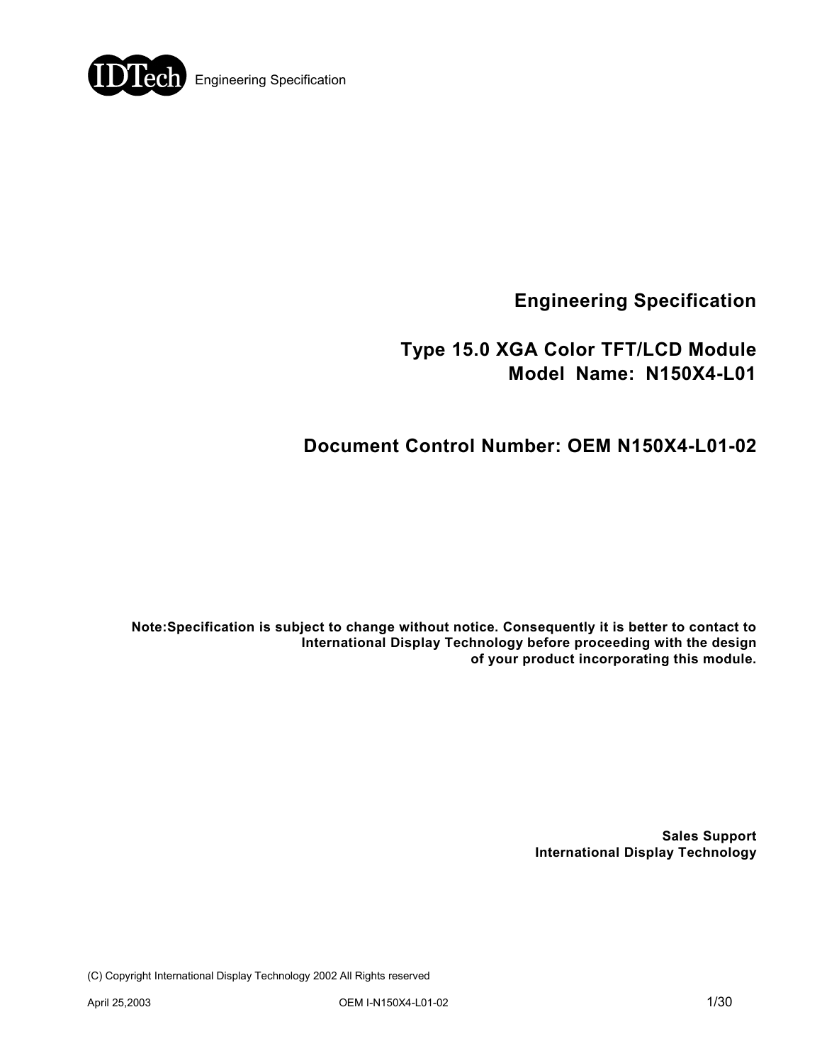# Engineering Specification

## Type 15.0 XGA Color TFT/LCD Module
## Model Name: N150X4-L01

## Document Control Number: OEM N150X4-L01-02

**Note:Specification is subject to change without notice. Consequently it is better to contact to International Display Technology before proceeding with the design of your product incorporating this module.**

**Sales Support**
**International Display Technology**

(C) Copyright International Display Technology 2002 All Rights reserved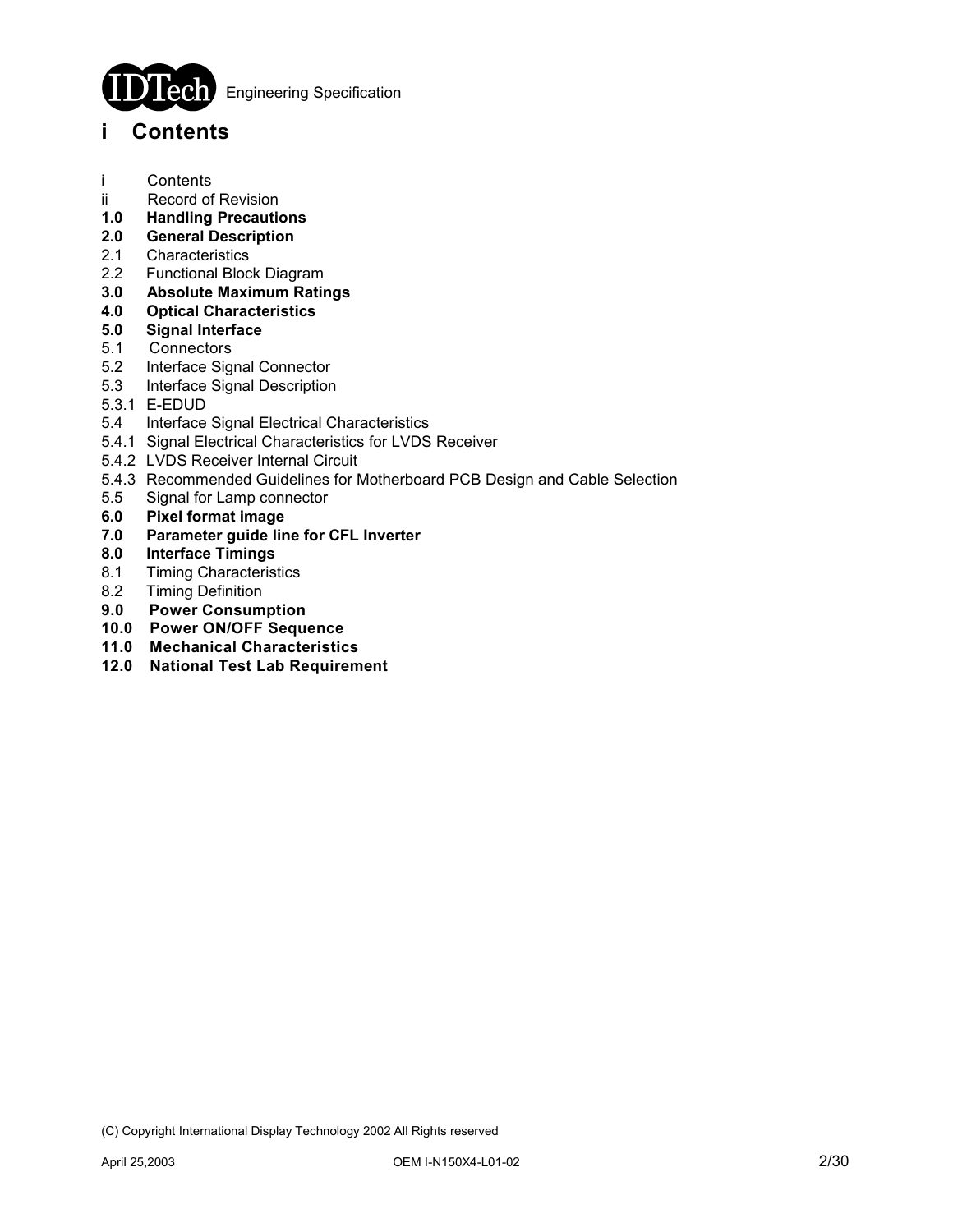# i Contents

i Contents
ii Record of Revision
**1.0 Handling Precautions**
**2.0 General Description**
2.1 Characteristics
2.2 Functional Block Diagram
**3.0 Absolute Maximum Ratings**
**4.0 Optical Characteristics**
**5.0 Signal Interface**
5.1 Connectors
5.2 Interface Signal Connector
5.3 Interface Signal Description
5.3.1 E-EDUD
5.4 Interface Signal Electrical Characteristics
5.4.1 Signal Electrical Characteristics for LVDS Receiver
5.4.2 LVDS Receiver Internal Circuit
5.4.3 Recommended Guidelines for Motherboard PCB Design and Cable Selection
5.5 Signal for Lamp connector
**6.0 Pixel format image**
**7.0 Parameter guide line for CFL Inverter**
**8.0 Interface Timings**
8.1 Timing Characteristics
8.2 Timing Definition
**9.0 Power Consumption**
**10.0 Power ON/OFF Sequence**
**11.0 Mechanical Characteristics**
**12.0 National Test Lab Requirement**

(C) Copyright International Display Technology 2002 All Rights reserved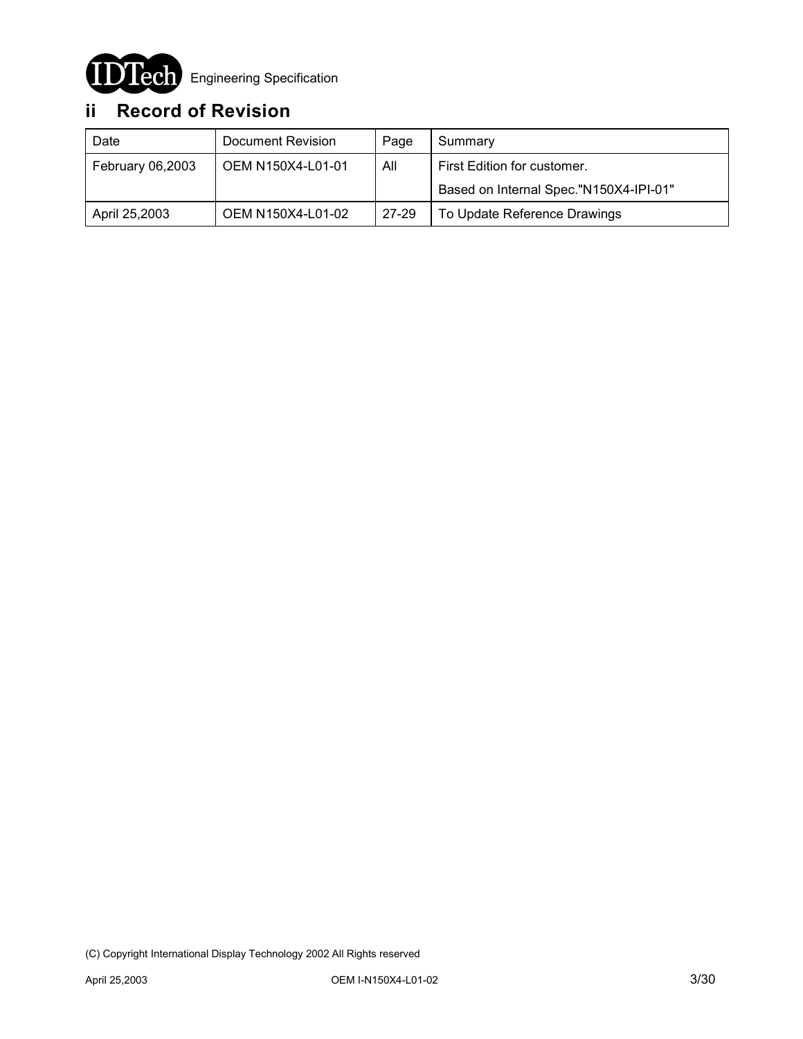## ii Record of Revision

| Date | Document Revision | Page | Summary |
|---|---|---|---|
| February 06,2003 | OEM N150X4-L01-01 | All | First Edition for customer.<br>Based on Internal Spec."N150X4-IPI-01" |
| April 25,2003 | OEM N150X4-L01-02 | 27-29 | To Update Reference Drawings |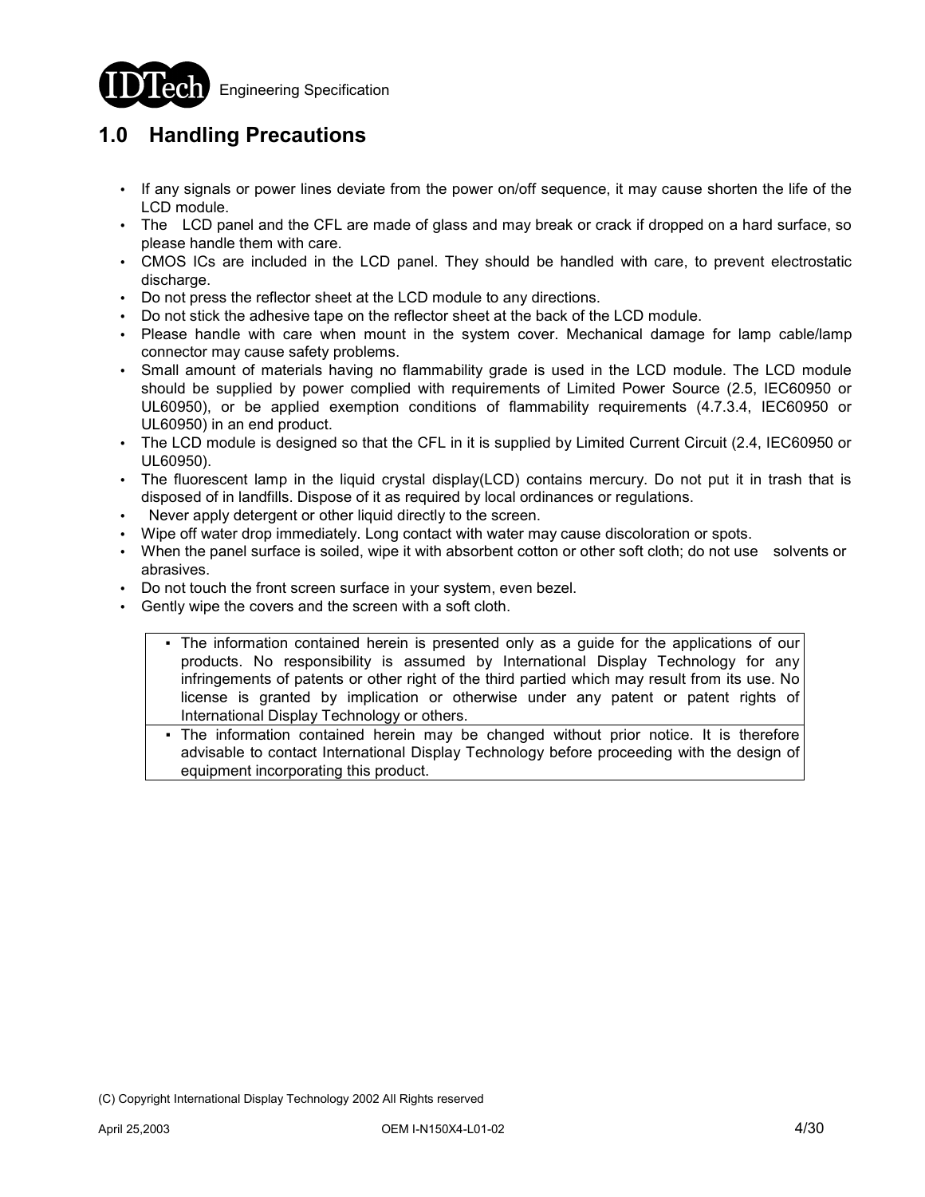## 1.0 Handling Precautions

- If any signals or power lines deviate from the power on/off sequence, it may cause shorten the life of the LCD module.
- The LCD panel and the CFL are made of glass and may break or crack if dropped on a hard surface, so please handle them with care.
- CMOS ICs are included in the LCD panel. They should be handled with care, to prevent electrostatic discharge.
- Do not press the reflector sheet at the LCD module to any directions.
- Do not stick the adhesive tape on the reflector sheet at the back of the LCD module.
- Please handle with care when mount in the system cover. Mechanical damage for lamp cable/lamp connector may cause safety problems.
- Small amount of materials having no flammability grade is used in the LCD module. The LCD module should be supplied by power complied with requirements of Limited Power Source (2.5, IEC60950 or UL60950), or be applied exemption conditions of flammability requirements (4.7.3.4, IEC60950 or UL60950) in an end product.
- The LCD module is designed so that the CFL in it is supplied by Limited Current Circuit (2.4, IEC60950 or UL60950).
- The fluorescent lamp in the liquid crystal display(LCD) contains mercury. Do not put it in trash that is disposed of in landfills. Dispose of it as required by local ordinances or regulations.
- Never apply detergent or other liquid directly to the screen.
- Wipe off water drop immediately. Long contact with water may cause discoloration or spots.
- When the panel surface is soiled, wipe it with absorbent cotton or other soft cloth; do not use solvents or abrasives.
- Do not touch the front screen surface in your system, even bezel.
- Gently wipe the covers and the screen with a soft cloth.

| |
|---|
| ▪ The information contained herein is presented only as a guide for the applications of our products. No responsibility is assumed by International Display Technology for any infringements of patents or other right of the third partied which may result from its use. No license is granted by implication or otherwise under any patent or patent rights of International Display Technology or others. |
| ▪ The information contained herein may be changed without prior notice. It is therefore advisable to contact International Display Technology before proceeding with the design of equipment incorporating this product. |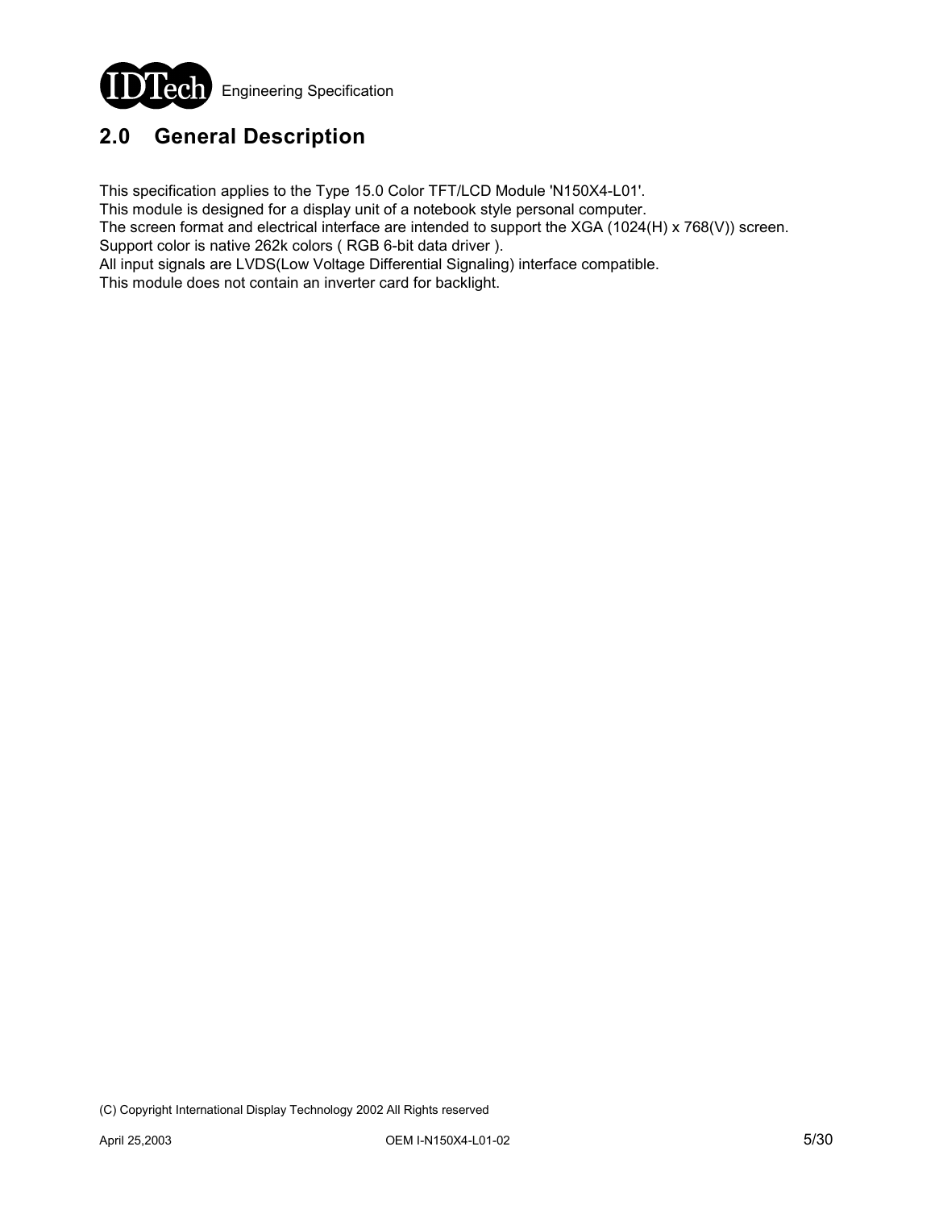## 2.0 General Description

This specification applies to the Type 15.0 Color TFT/LCD Module 'N150X4-L01'.
This module is designed for a display unit of a notebook style personal computer.
The screen format and electrical interface are intended to support the XGA (1024(H) x 768(V)) screen.
Support color is native 262k colors ( RGB 6-bit data driver ).
All input signals are LVDS(Low Voltage Differential Signaling) interface compatible.
This module does not contain an inverter card for backlight.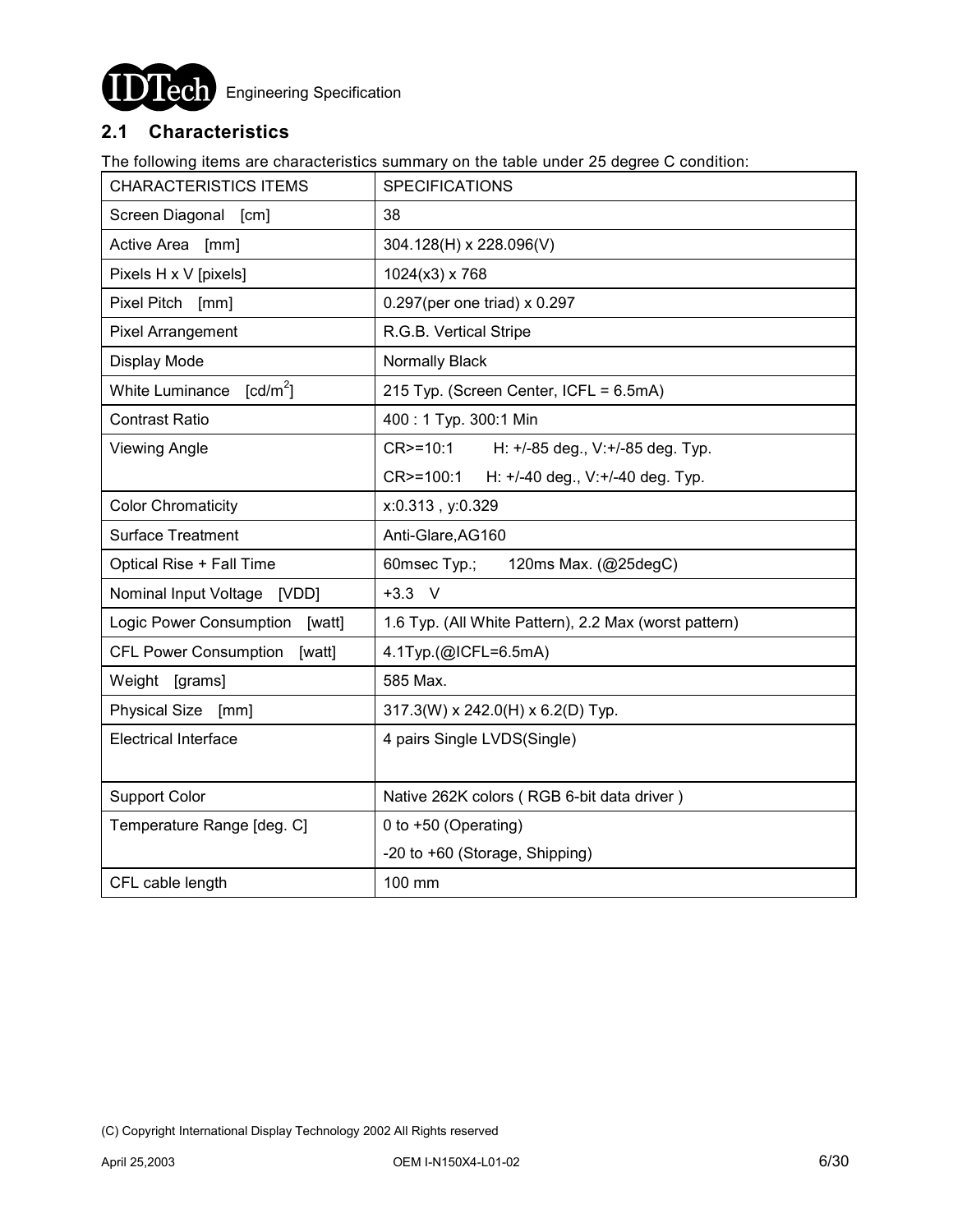## 2.1 Characteristics

The following items are characteristics summary on the table under 25 degree C condition:

| CHARACTERISTICS ITEMS | SPECIFICATIONS |
|---|---|
| Screen Diagonal [cm] | 38 |
| Active Area [mm] | 304.128(H) x 228.096(V) |
| Pixels H x V [pixels] | 1024(x3) x 768 |
| Pixel Pitch [mm] | 0.297(per one triad) x 0.297 |
| Pixel Arrangement | R.G.B. Vertical Stripe |
| Display Mode | Normally Black |
| White Luminance [$cd/m^2$] | 215 Typ. (Screen Center, ICFL = 6.5mA) |
| Contrast Ratio | 400 : 1 Typ. 300:1 Min |
| Viewing Angle | CR>=10:1 H: +/-85 deg., V:+/-85 deg. Typ.<br>CR>=100:1 H: +/-40 deg., V:+/-40 deg. Typ. |
| Color Chromaticity | x:0.313 , y:0.329 |
| Surface Treatment | Anti-Glare,AG160 |
| Optical Rise + Fall Time | 60msec Typ.; 120ms Max. (@25degC) |
| Nominal Input Voltage [VDD] | +3.3 V |
| Logic Power Consumption [watt] | 1.6 Typ. (All White Pattern), 2.2 Max (worst pattern) |
| CFL Power Consumption [watt] | 4.1Typ.(@ICFL=6.5mA) |
| Weight [grams] | 585 Max. |
| Physical Size [mm] | 317.3(W) x 242.0(H) x 6.2(D) Typ. |
| Electrical Interface | 4 pairs Single LVDS(Single) |
| Support Color | Native 262K colors ( RGB 6-bit data driver ) |
| Temperature Range [deg. C] | 0 to +50 (Operating)<br>-20 to +60 (Storage, Shipping) |
| CFL cable length | 100 mm |

(C) Copyright International Display Technology 2002 All Rights reserved

April 25,2003 OEM I-N150X4-L01-02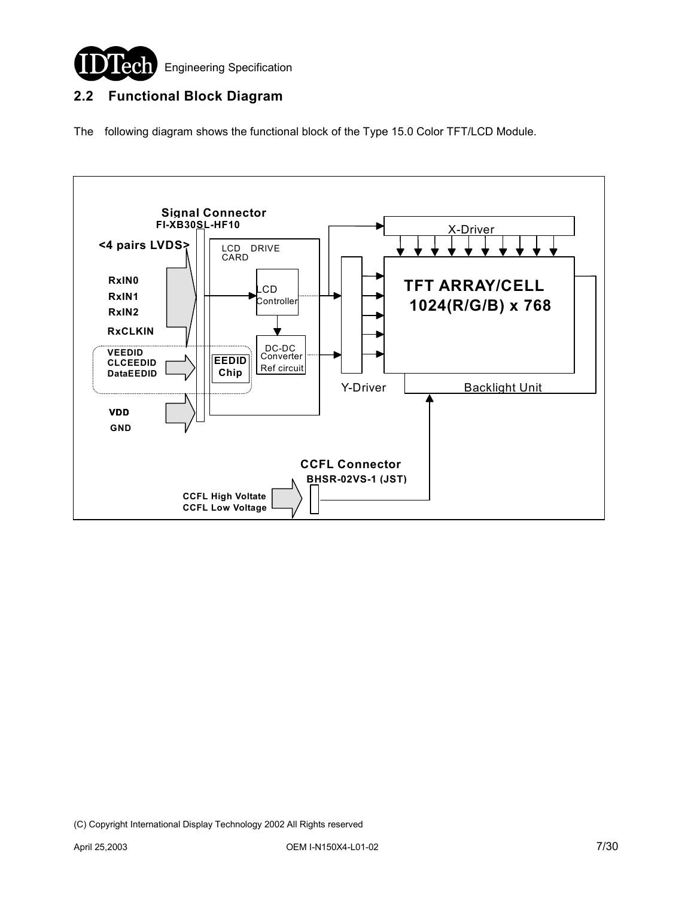## 2.2 Functional Block Diagram

The following diagram shows the functional block of the Type 15.0 Color TFT/LCD Module.

Signal Connector
FI-XB30SL-HF10

<4 pairs LVDS>

RxIN0
RxIN1
RxIN2
RxCLKIN

VEEDID
CLCEEDID
DataEEDID

VDD
GND

LCD DRIVE CARD

LCD Controller

DC-DC Converter
Ref circuit

EEDID Chip

X-Driver

Y-Driver

TFT ARRAY/CELL
1024(R/G/B) x 768

Backlight Unit

CCFL Connector
BHSR-02VS-1 (JST)

CCFL High Voltate
CCFL Low Voltage

(C) Copyright International Display Technology 2002 All Rights reserved

April 25,2003 OEM I-N150X4-L01-02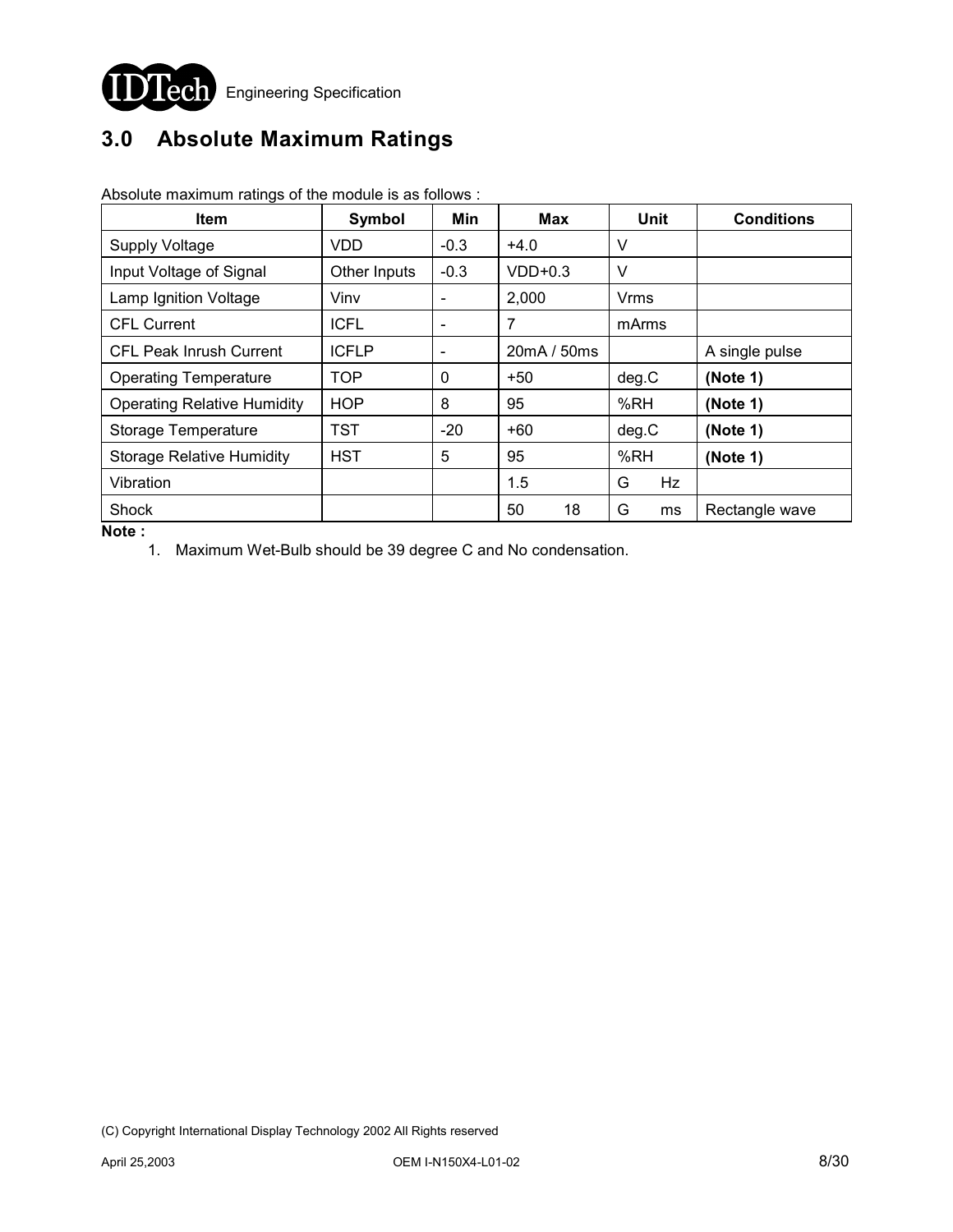## 3.0 Absolute Maximum Ratings

Absolute maximum ratings of the module is as follows :

| Item | Symbol | Min | Max | Unit | Conditions |
|---|---|---|---|---|---|
| Supply Voltage | VDD | -0.3 | +4.0 | V | |
| Input Voltage of Signal | Other Inputs | -0.3 | VDD+0.3 | V | |
| Lamp Ignition Voltage | Vinv | - | 2,000 | Vrms | |
| CFL Current | ICFL | - | 7 | mArms | |
| CFL Peak Inrush Current | ICFLP | - | 20mA / 50ms | | A single pulse |
| Operating Temperature | TOP | 0 | +50 | deg.C | **(Note 1)** |
| Operating Relative Humidity | HOP | 8 | 95 | %RH | **(Note 1)** |
| Storage Temperature | TST | -20 | +60 | deg.C | **(Note 1)** |
| Storage Relative Humidity | HST | 5 | 95 | %RH | **(Note 1)** |
| Vibration | | | 1.5 | G Hz | |
| Shock | | | 50 18 | G ms | Rectangle wave |

**Note :**

1. Maximum Wet-Bulb should be 39 degree C and No condensation.

(C) Copyright International Display Technology 2002 All Rights reserved

April 25,2003 OEM I-N150X4-L01-02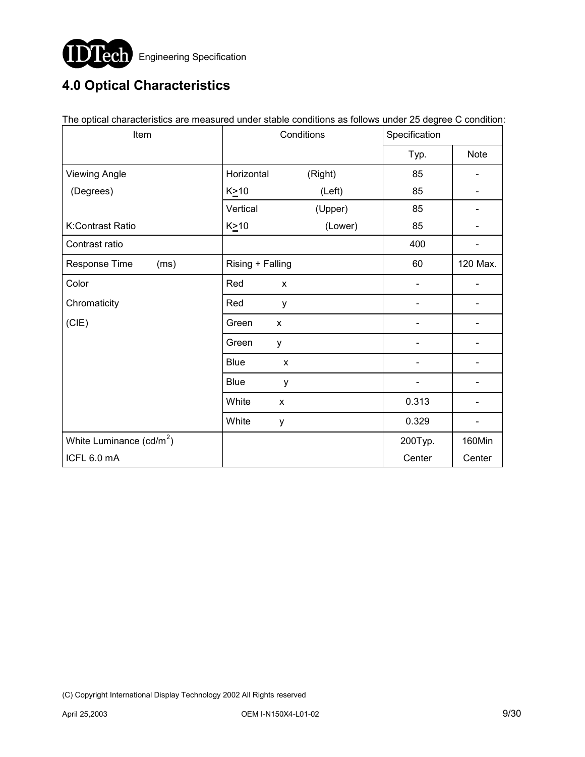# 4.0 Optical Characteristics

The optical characteristics are measured under stable conditions as follows under 25 degree C condition:

| Item | Conditions | Specification | |
|---|---|---|---|
| | | Typ. | Note |
| Viewing Angle (Degrees) | Horizontal (Right) | 85 | - |
| | K≥10 (Left) | 85 | - |
| | Vertical (Upper) | 85 | - |
| K:Contrast Ratio | K≥10 (Lower) | 85 | - |
| Contrast ratio | | 400 | - |
| Response Time (ms) | Rising + Falling | 60 | 120 Max. |
| Color Chromaticity (CIE) | Red x | - | - |
| | Red y | - | - |
| | Green x | - | - |
| | Green y | - | - |
| | Blue x | - | - |
| | Blue y | - | - |
| | White x | 0.313 | - |
| | White y | 0.329 | - |
| White Luminance ($cd/m^2$) ICFL 6.0 mA | | 200Typ. Center | 160Min Center |

(C) Copyright International Display Technology 2002 All Rights reserved

April 25,2003 OEM I-N150X4-L01-02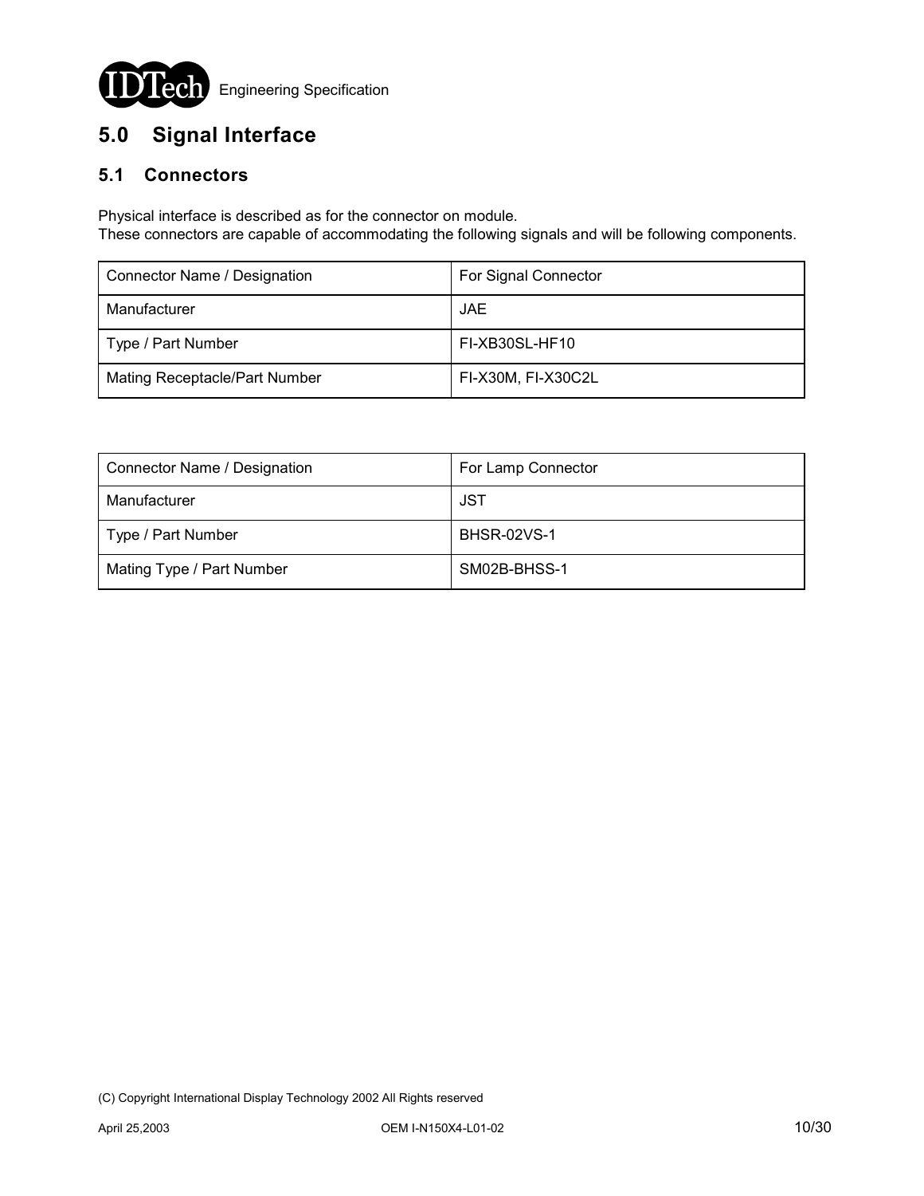# 5.0 Signal Interface

## 5.1 Connectors

Physical interface is described as for the connector on module.
These connectors are capable of accommodating the following signals and will be following components.

| Connector Name / Designation | For Signal Connector |
|---|---|
| Manufacturer | JAE |
| Type / Part Number | FI-XB30SL-HF10 |
| Mating Receptacle/Part Number | FI-X30M, FI-X30C2L |

| Connector Name / Designation | For Lamp Connector |
|---|---|
| Manufacturer | JST |
| Type / Part Number | BHSR-02VS-1 |
| Mating Type / Part Number | SM02B-BHSS-1 |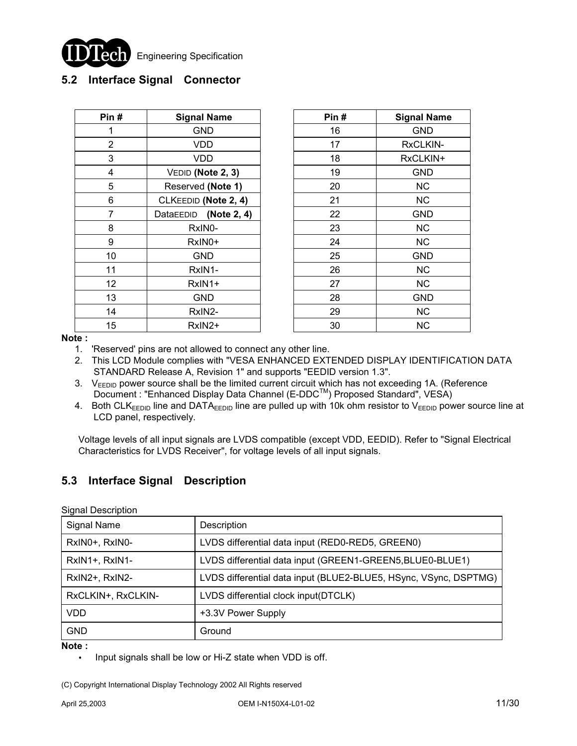## 5.2 Interface Signal Connector

| Pin # | Signal Name | | Pin # | Signal Name |
|---|---|---|---|---|
| 1 | GND | | 16 | GND |
| 2 | VDD | | 17 | RxCLKIN- |
| 3 | VDD | | 18 | RxCLKIN+ |
| 4 | VEDID **(Note 2, 3)** | | 19 | GND |
| 5 | Reserved **(Note 1)** | | 20 | NC |
| 6 | CLKEEDID **(Note 2, 4)** | | 21 | NC |
| 7 | DataEEDID **(Note 2, 4)** | | 22 | GND |
| 8 | RxIN0- | | 23 | NC |
| 9 | RxIN0+ | | 24 | NC |
| 10 | GND | | 25 | GND |
| 11 | RxIN1- | | 26 | NC |
| 12 | RxIN1+ | | 27 | NC |
| 13 | GND | | 28 | GND |
| 14 | RxIN2- | | 29 | NC |
| 15 | RxIN2+ | | 30 | NC |

**Note :**

1. 'Reserved' pins are not allowed to connect any other line.
2. This LCD Module complies with "VESA ENHANCED EXTENDED DISPLAY IDENTIFICATION DATA STANDARD Release A, Revision 1" and supports "EEDID version 1.3".
3. $V_{EEDID}$ power source shall be the limited current circuit which has not exceeding 1A. (Reference Document : "Enhanced Display Data Channel (E-DDC™) Proposed Standard", VESA)
4. Both $CLK_{EEDID}$ line and $DATA_{EEDID}$ line are pulled up with 10k ohm resistor to $V_{EEDID}$ power source line at LCD panel, respectively.

Voltage levels of all input signals are LVDS compatible (except VDD, EEDID). Refer to "Signal Electrical Characteristics for LVDS Receiver", for voltage levels of all input signals.

## 5.3 Interface Signal Description

Signal Description

| Signal Name | Description |
|---|---|
| RxIN0+, RxIN0- | LVDS differential data input (RED0-RED5, GREEN0) |
| RxIN1+, RxIN1- | LVDS differential data input (GREEN1-GREEN5,BLUE0-BLUE1) |
| RxIN2+, RxIN2- | LVDS differential data input (BLUE2-BLUE5, HSync, VSync, DSPTMG) |
| RxCLKIN+, RxCLKIN- | LVDS differential clock input(DTCLK) |
| VDD | +3.3V Power Supply |
| GND | Ground |

**Note :**

- Input signals shall be low or Hi-Z state when VDD is off.

(C) Copyright International Display Technology 2002 All Rights reserved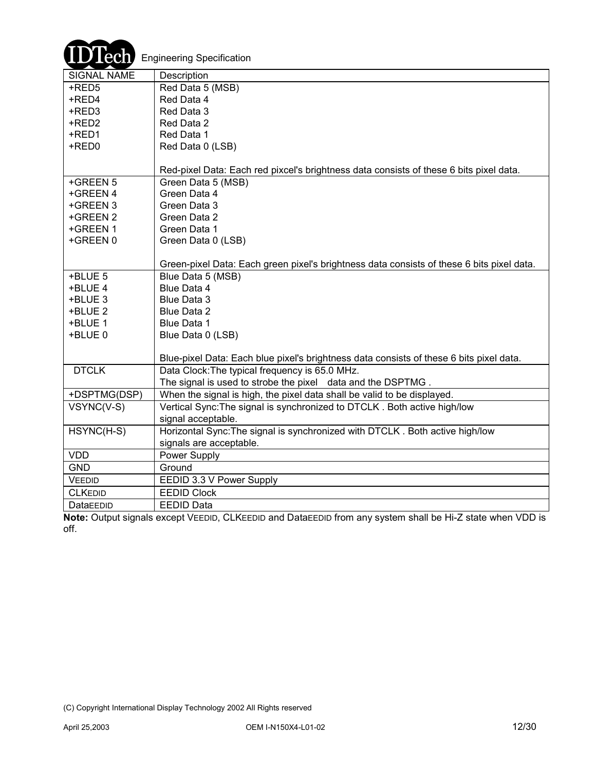| SIGNAL NAME | Description |
|---|---|
| +RED5<br>+RED4<br>+RED3<br>+RED2<br>+RED1<br>+RED0 | Red Data 5 (MSB)<br>Red Data 4<br>Red Data 3<br>Red Data 2<br>Red Data 1<br>Red Data 0 (LSB)<br><br>Red-pixel Data: Each red pixcel's brightness data consists of these 6 bits pixel data. |
| +GREEN 5<br>+GREEN 4<br>+GREEN 3<br>+GREEN 2<br>+GREEN 1<br>+GREEN 0 | Green Data 5 (MSB)<br>Green Data 4<br>Green Data 3<br>Green Data 2<br>Green Data 1<br>Green Data 0 (LSB)<br><br>Green-pixel Data: Each green pixel's brightness data consists of these 6 bits pixel data. |
| +BLUE 5<br>+BLUE 4<br>+BLUE 3<br>+BLUE 2<br>+BLUE 1<br>+BLUE 0 | Blue Data 5 (MSB)<br>Blue Data 4<br>Blue Data 3<br>Blue Data 2<br>Blue Data 1<br>Blue Data 0 (LSB)<br><br>Blue-pixel Data: Each blue pixel's brightness data consists of these 6 bits pixel data. |
| DTCLK | Data Clock:The typical frequency is 65.0 MHz.<br>The signal is used to strobe the pixel data and the DSPTMG . |
| +DSPTMG(DSP) | When the signal is high, the pixel data shall be valid to be displayed. |
| VSYNC(V-S) | Vertical Sync:The signal is synchronized to DTCLK . Both active high/low signal acceptable. |
| HSYNC(H-S) | Horizontal Sync:The signal is synchronized with DTCLK . Both active high/low signals are acceptable. |
| VDD | Power Supply |
| GND | Ground |
| VEEDID | EEDID 3.3 V Power Supply |
| CLKEDID | EEDID Clock |
| DataEEDID | EEDID Data |

**Note:** Output signals except VEEDID, CLKEEDID and DataEEDID from any system shall be Hi-Z state when VDD is off.

(C) Copyright International Display Technology 2002 All Rights reserved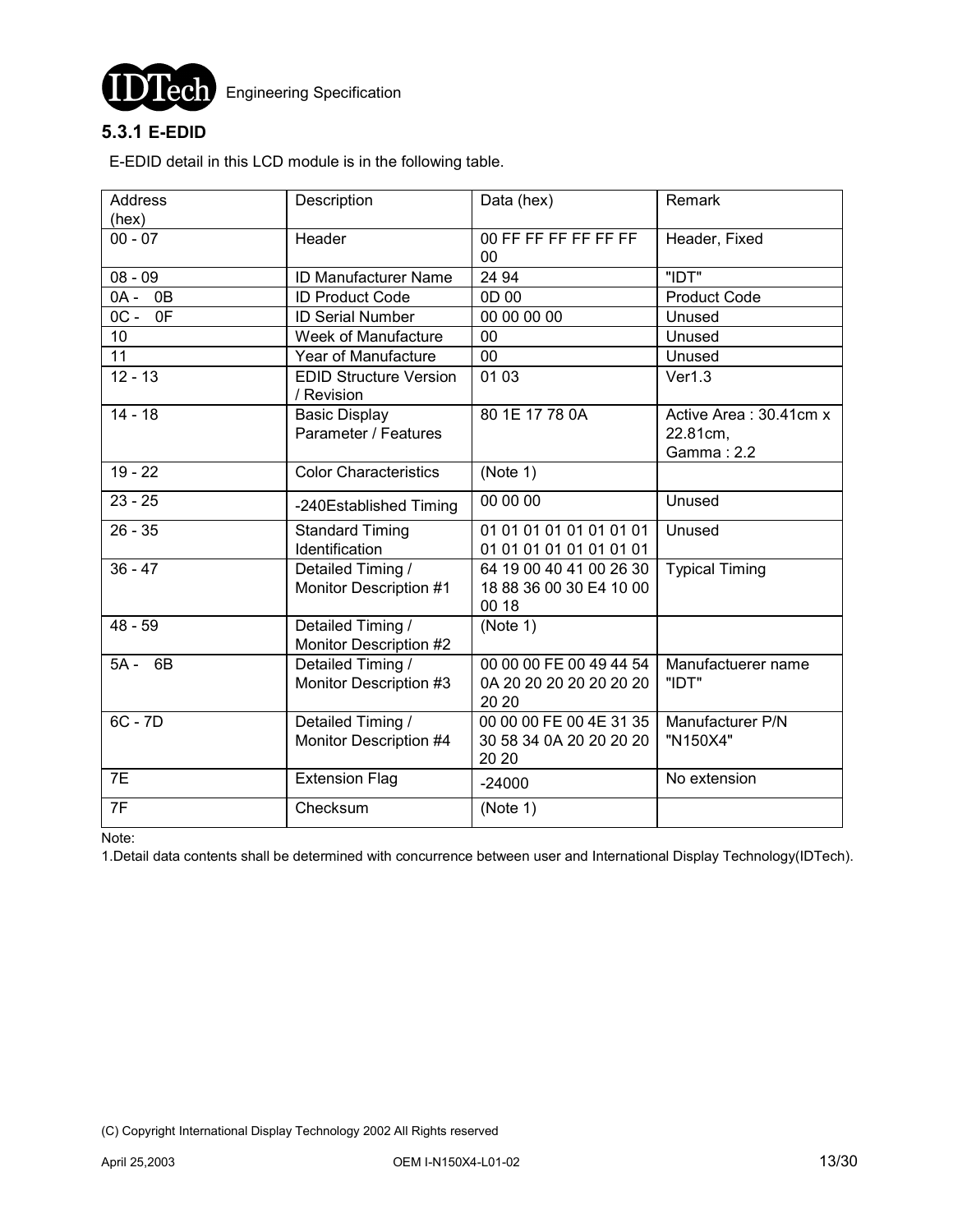### 5.3.1 E-EDID

E-EDID detail in this LCD module is in the following table.

| Address (hex) | Description | Data (hex) | Remark |
|---|---|---|---|
| 00 - 07 | Header | 00 FF FF FF FF FF FF 00 | Header, Fixed |
| 08 - 09 | ID Manufacturer Name | 24 94 | "IDT" |
| 0A - 0B | ID Product Code | 0D 00 | Product Code |
| 0C - 0F | ID Serial Number | 00 00 00 00 | Unused |
| 10 | Week of Manufacture | 00 | Unused |
| 11 | Year of Manufacture | 00 | Unused |
| 12 - 13 | EDID Structure Version / Revision | 01 03 | Ver1.3 |
| 14 - 18 | Basic Display Parameter / Features | 80 1E 17 78 0A | Active Area : 30.41cm x 22.81cm, Gamma : 2.2 |
| 19 - 22 | Color Characteristics | (Note 1) | |
| 23 - 25 | -240Established Timing | 00 00 00 | Unused |
| 26 - 35 | Standard Timing Identification | 01 01 01 01 01 01 01 01 01 01 01 01 01 01 01 01 | Unused |
| 36 - 47 | Detailed Timing / Monitor Description #1 | 64 19 00 40 41 00 26 30 18 88 36 00 30 E4 10 00 00 18 | Typical Timing |
| 48 - 59 | Detailed Timing / Monitor Description #2 | (Note 1) | |
| 5A - 6B | Detailed Timing / Monitor Description #3 | 00 00 00 FE 00 49 44 54 0A 20 20 20 20 20 20 20 20 20 | Manufactuerer name "IDT" |
| 6C - 7D | Detailed Timing / Monitor Description #4 | 00 00 00 FE 00 4E 31 35 30 58 34 0A 20 20 20 20 20 20 | Manufacturer P/N "N150X4" |
| 7E | Extension Flag | -24000 | No extension |
| 7F | Checksum | (Note 1) | |

Note:

1.Detail data contents shall be determined with concurrence between user and International Display Technology(IDTech).

(C) Copyright International Display Technology 2002 All Rights reserved

April 25,2003 OEM I-N150X4-L01-02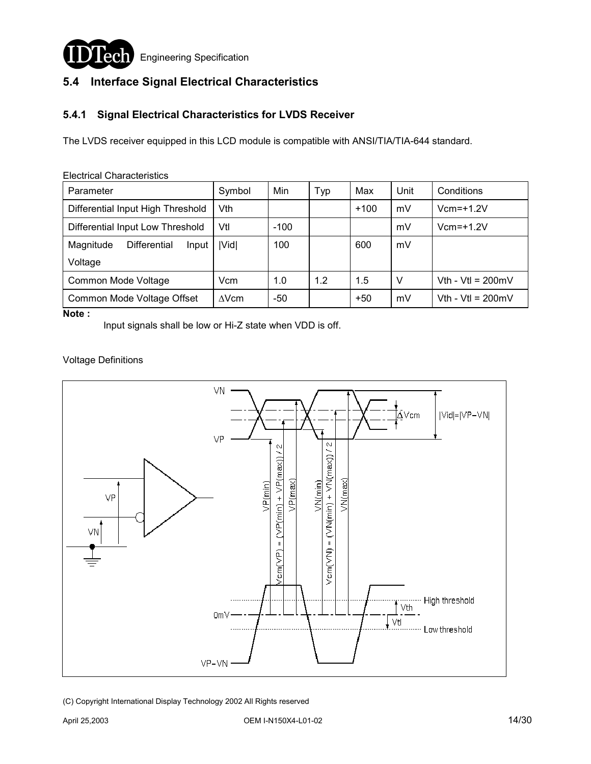## 5.4 Interface Signal Electrical Characteristics

### 5.4.1 Signal Electrical Characteristics for LVDS Receiver

The LVDS receiver equipped in this LCD module is compatible with ANSI/TIA/TIA-644 standard.

Electrical Characteristics

| Parameter | Symbol | Min | Typ | Max | Unit | Conditions |
|---|---|---|---|---|---|---|
| Differential Input High Threshold | Vth | | | +100 | mV | Vcm=+1.2V |
| Differential Input Low Threshold | Vtl | -100 | | | mV | Vcm=+1.2V |
| Magnitude Differential Input Voltage | \|Vid\| | 100 | | 600 | mV | |
| Common Mode Voltage | Vcm | 1.0 | 1.2 | 1.5 | V | Vth - Vtl = 200mV |
| Common Mode Voltage Offset | ∆Vcm | -50 | | +50 | mV | Vth - Vtl = 200mV |

**Note :**

Input signals shall be low or Hi-Z state when VDD is off.

Voltage Definitions

VN, VP, ∆Vcm, |Vid|=|VP−VN|, VP(min), Vcm(VP) = (VP(min) + VP(max)) / 2, VP(max), VN(min), Vcm(VN) = (VN(min) + VN(max)) / 2, VN(max), 0mV, VP−VN, Vth, Vtl, High threshold, Low threshold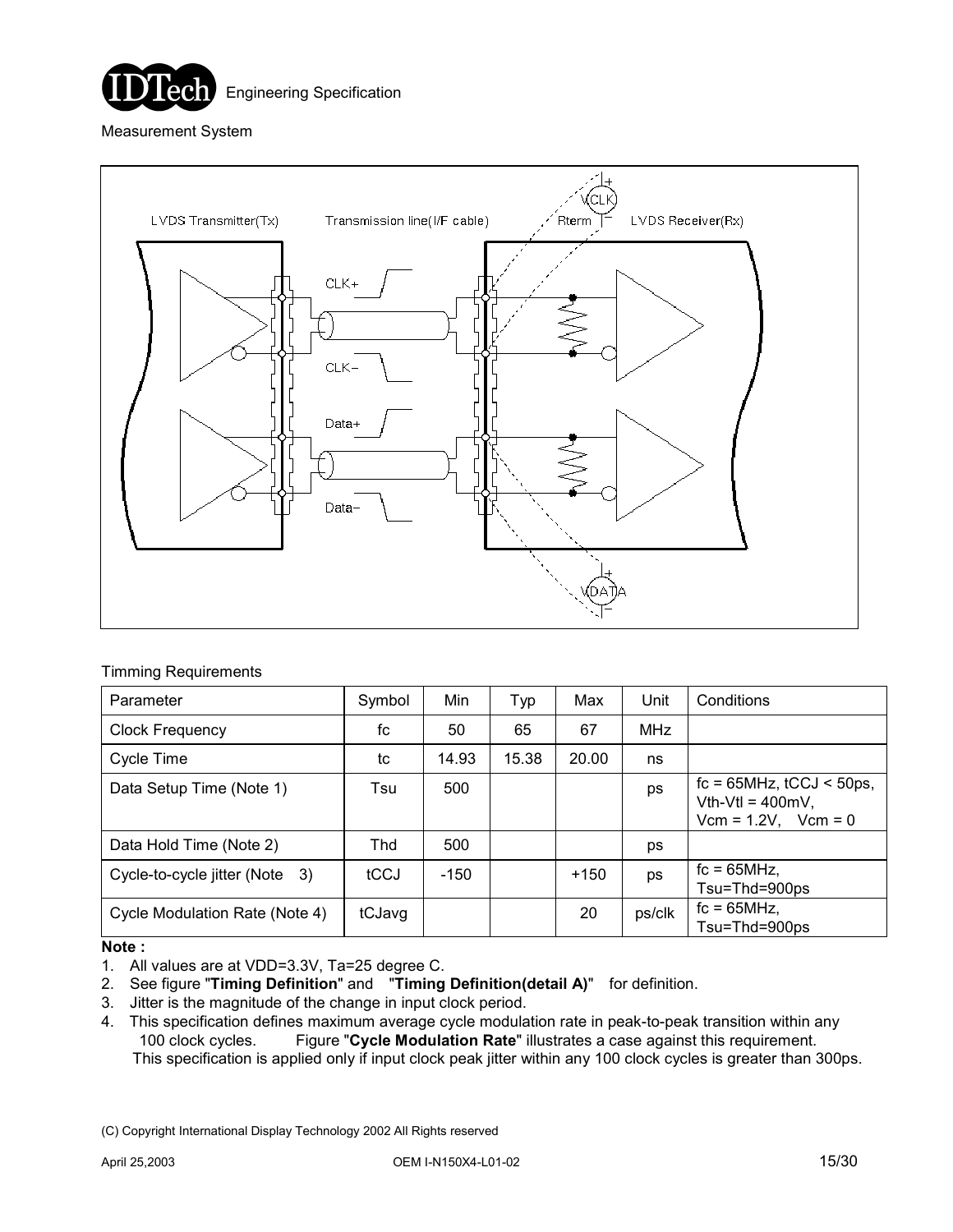Measurement System

Timming Requirements

| Parameter | Symbol | Min | Typ | Max | Unit | Conditions |
|---|---|---|---|---|---|---|
| Clock Frequency | fc | 50 | 65 | 67 | MHz | |
| Cycle Time | tc | 14.93 | 15.38 | 20.00 | ns | |
| Data Setup Time (Note 1) | Tsu | 500 | | | ps | fc = 65MHz, tCCJ < 50ps, Vth-Vtl = 400mV, Vcm = 1.2V, Vcm = 0 |
| Data Hold Time (Note 2) | Thd | 500 | | | ps | |
| Cycle-to-cycle jitter (Note 3) | tCCJ | -150 | | +150 | ps | fc = 65MHz, Tsu=Thd=900ps |
| Cycle Modulation Rate (Note 4) | tCJavg | | | 20 | ps/clk | fc = 65MHz, Tsu=Thd=900ps |

**Note :**

1. All values are at VDD=3.3V, Ta=25 degree C.
2. See figure "**Timing Definition**" and "**Timing Definition(detail A)**" for definition.
3. Jitter is the magnitude of the change in input clock period.
4. This specification defines maximum average cycle modulation rate in peak-to-peak transition within any 100 clock cycles. Figure "**Cycle Modulation Rate**" illustrates a case against this requirement. This specification is applied only if input clock peak jitter within any 100 clock cycles is greater than 300ps.

(C) Copyright International Display Technology 2002 All Rights reserved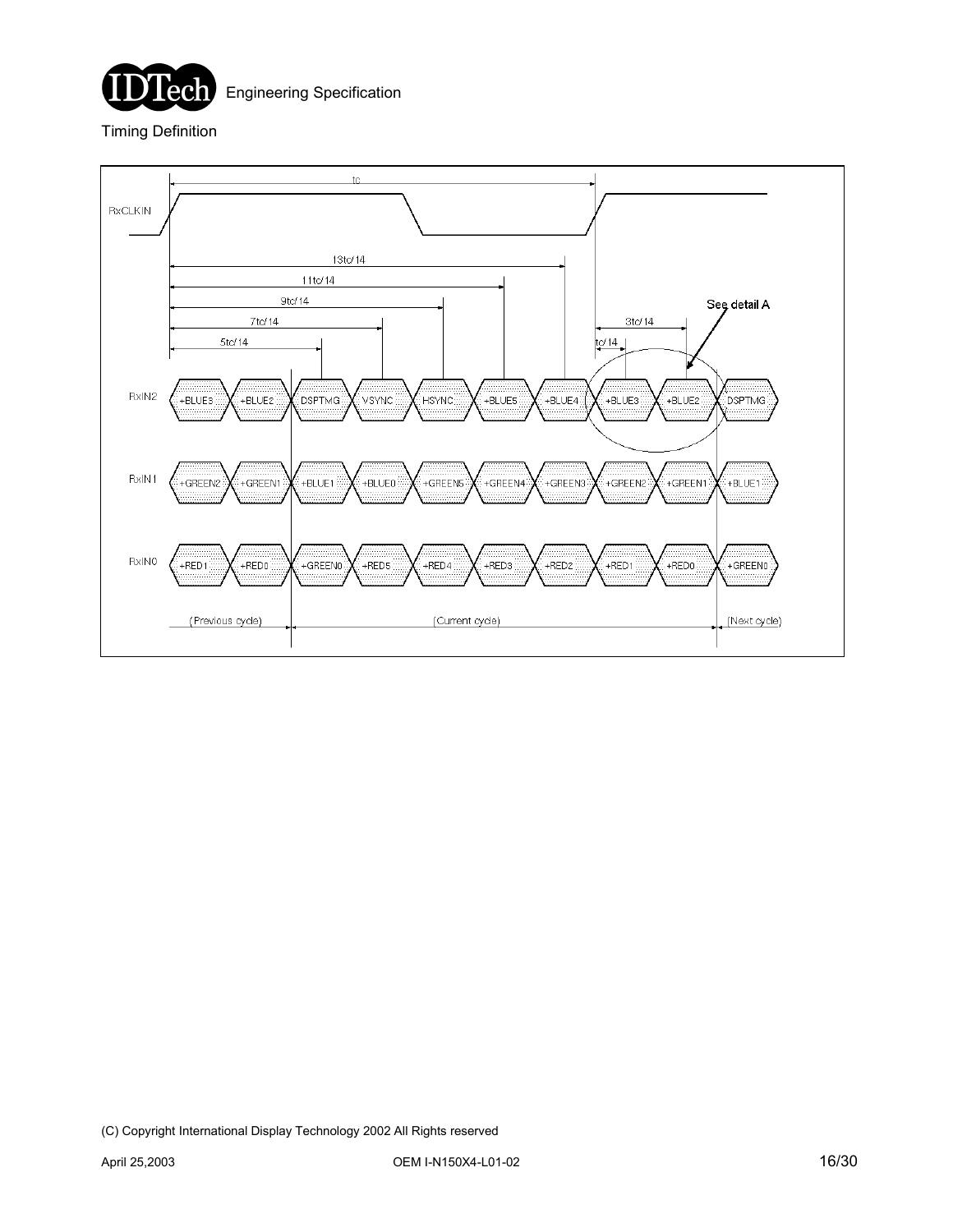Timing Definition

RxCLKIN

tc

13tc/14

11tc/14

9tc/14

7tc/14

5tc/14

3tc/14

tc/14

See detail A

RxIN2: +BLUE3 | +BLUE2 | DSPTMG | VSYNC | HSYNC | +BLUE5 | +BLUE4 | +BLUE3 | +BLUE2 | DSPTMG

RxIN1: +GREEN2 | +GREEN1 | +BLUE1 | +BLUE0 | +GREEN5 | +GREEN4 | +GREEN3 | +GREEN2 | +GREEN1 | +BLUE1

RxIN0: +RED1 | +RED0 | +GREEN0 | +RED5 | +RED4 | +RED3 | +RED2 | +RED1 | +RED0 | +GREEN0

(Previous cycle) (Current cycle) (Next cycle)

(C) Copyright International Display Technology 2002 All Rights reserved

April 25,2003 OEM I-N150X4-L01-02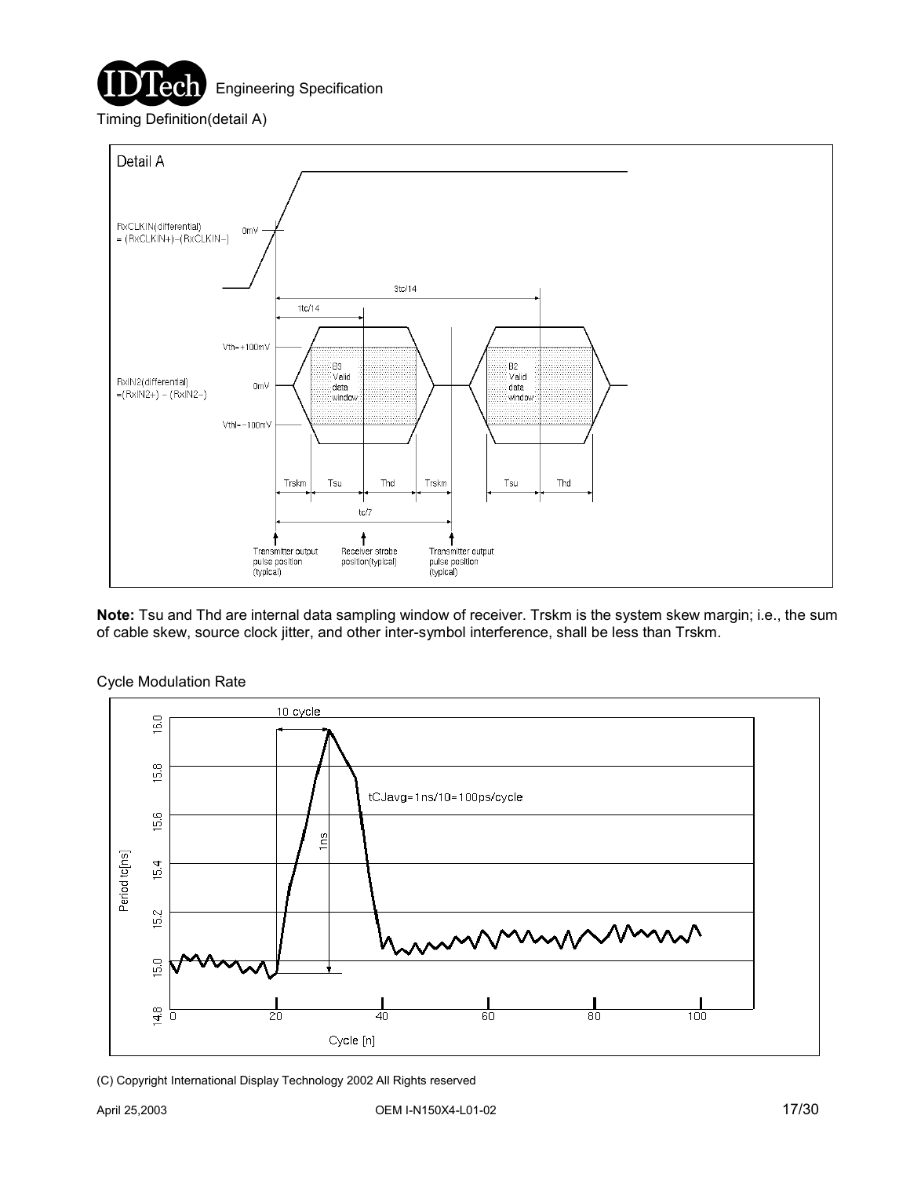Timing Definition(detail A)

Note: Tsu and Thd are internal data sampling window of receiver. Trskm is the system skew margin; i.e., the sum of cable skew, source clock jitter, and other inter-symbol interference, shall be less than Trskm.

Cycle Modulation Rate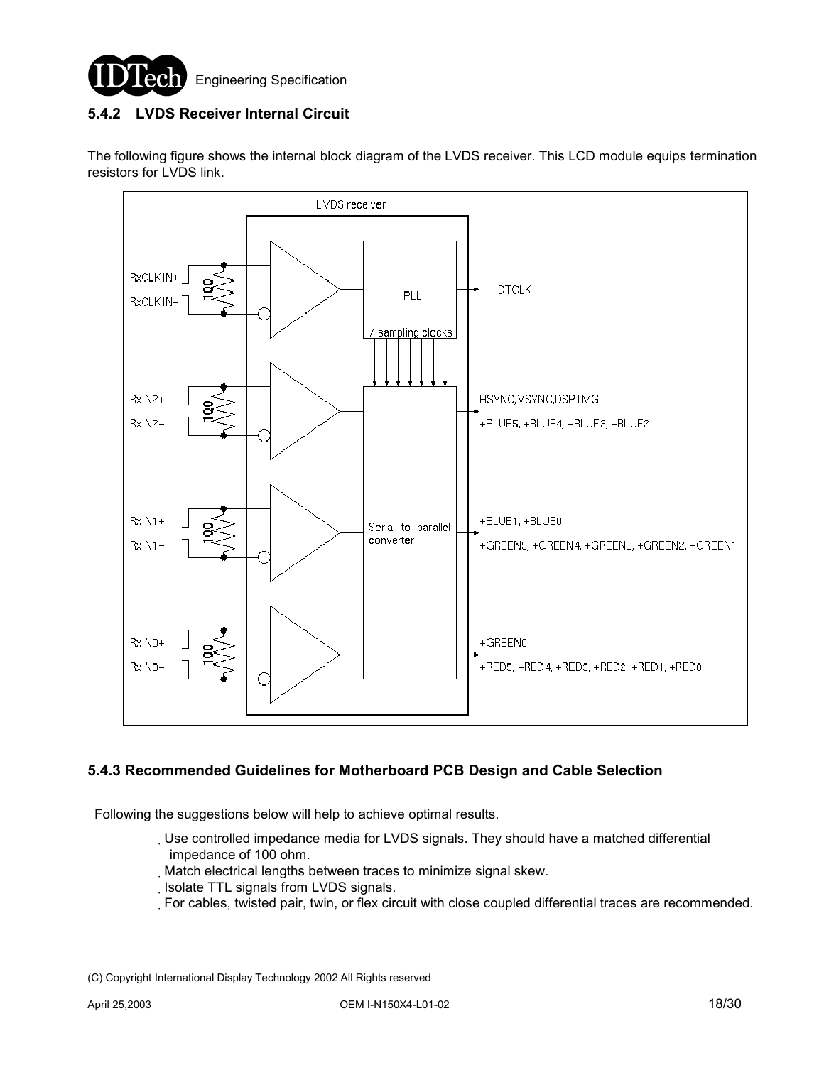### 5.4.2 LVDS Receiver Internal Circuit

The following figure shows the internal block diagram of the LVDS receiver. This LCD module equips termination resistors for LVDS link.

LVDS receiver

RxCLKIN+
RxCLKIN−
100
PLL
−DTCLK
7 sampling clocks

RxIN2+
RxIN2−
100
HSYNC, VSYNC, DSPTMG
+BLUE5, +BLUE4, +BLUE3, +BLUE2

RxIN1+
RxIN1−
100
Serial−to−parallel converter
+BLUE1, +BLUE0
+GREEN5, +GREEN4, +GREEN3, +GREEN2, +GREEN1

RxIN0+
RxIN0−
100
+GREEN0
+RED5, +RED4, +RED3, +RED2, +RED1, +RED0

### 5.4.3 Recommended Guidelines for Motherboard PCB Design and Cable Selection

Following the suggestions below will help to achieve optimal results.

- Use controlled impedance media for LVDS signals. They should have a matched differential impedance of 100 ohm.
- Match electrical lengths between traces to minimize signal skew.
- Isolate TTL signals from LVDS signals.
- For cables, twisted pair, twin, or flex circuit with close coupled differential traces are recommended.

(C) Copyright International Display Technology 2002 All Rights reserved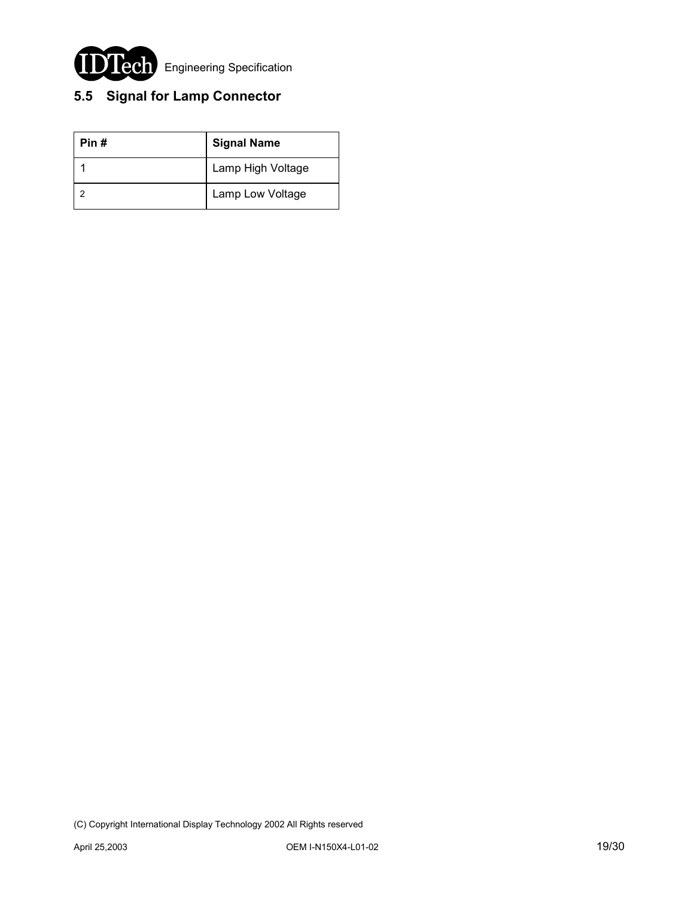## 5.5 Signal for Lamp Connector

| Pin # | Signal Name |
|---|---|
| 1 | Lamp High Voltage |
| 2 | Lamp Low Voltage |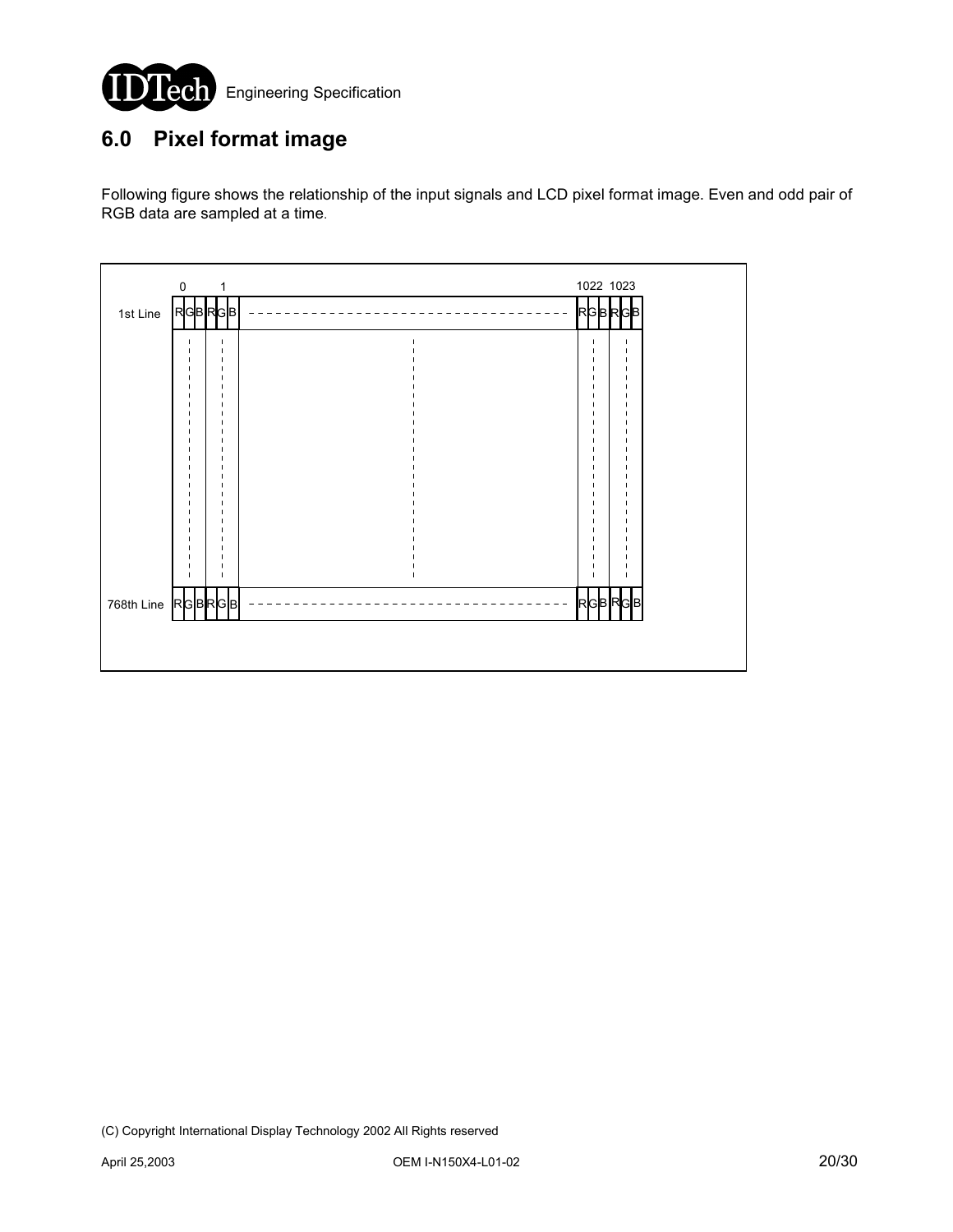## 6.0 Pixel format image

Following figure shows the relationship of the input signals and LCD pixel format image. Even and odd pair of RGB data are sampled at a time.

| | 0 | 1 | | 1022 | 1023 |
|---|---|---|---|---|---|
| 1st Line | RGB | RGB | ------------------------ | RGB | RGB |
| 768th Line | RGB | RGB | ------------------------ | RGB | RGB |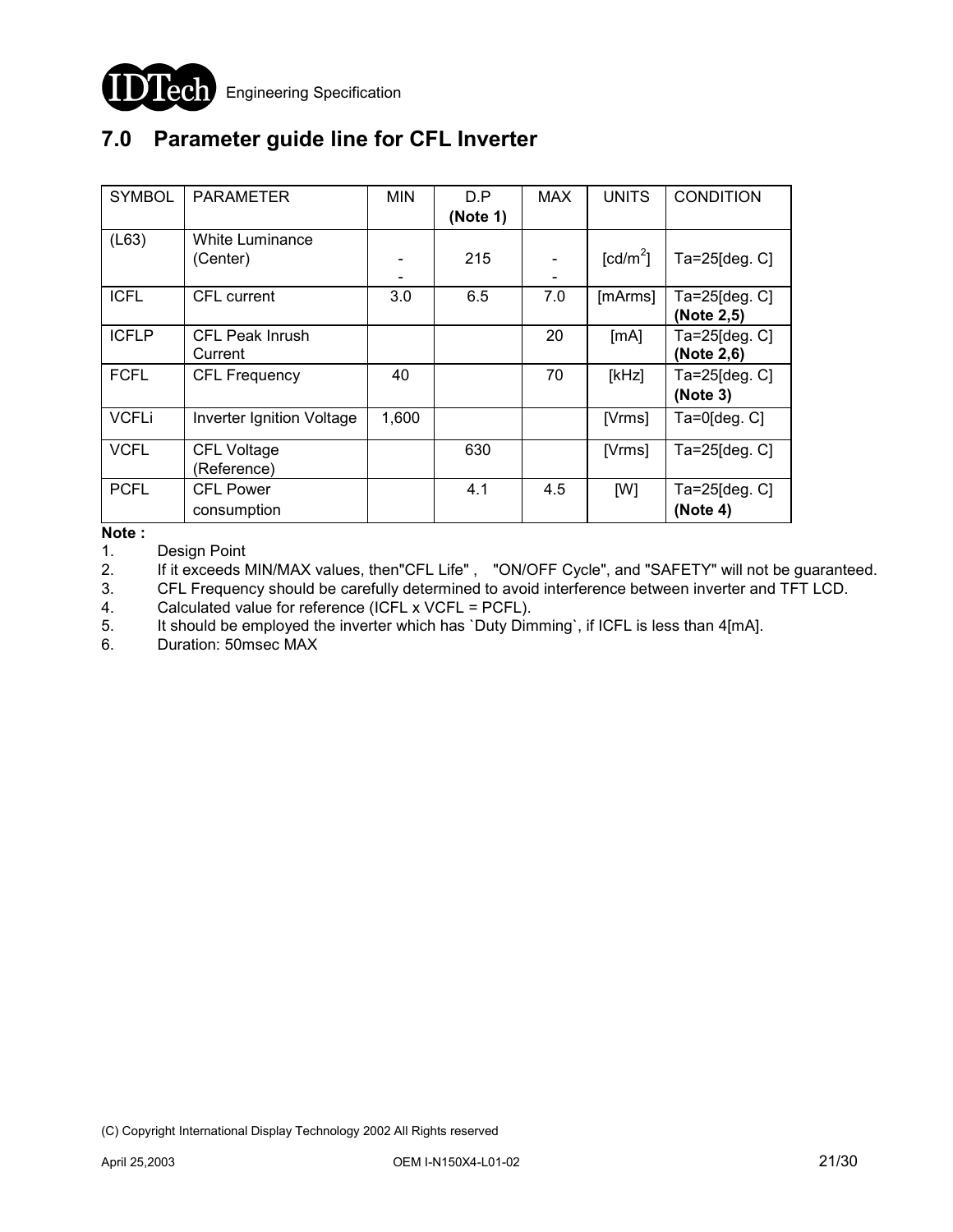## 7.0 Parameter guide line for CFL Inverter

| SYMBOL | PARAMETER | MIN | D.P **(Note 1)** | MAX | UNITS | CONDITION |
|---|---|---|---|---|---|---|
| (L63) | White Luminance (Center) | - - | 215 | - - | [cd/m$^2$] | Ta=25[deg. C] |
| ICFL | CFL current | 3.0 | 6.5 | 7.0 | [mArms] | Ta=25[deg. C] **(Note 2,5)** |
| ICFLP | CFL Peak Inrush Current | | | 20 | [mA] | Ta=25[deg. C] **(Note 2,6)** |
| FCFL | CFL Frequency | 40 | | 70 | [kHz] | Ta=25[deg. C] **(Note 3)** |
| VCFLi | Inverter Ignition Voltage | 1,600 | | | [Vrms] | Ta=0[deg. C] |
| VCFL | CFL Voltage (Reference) | | 630 | | [Vrms] | Ta=25[deg. C] |
| PCFL | CFL Power consumption | | 4.1 | 4.5 | [W] | Ta=25[deg. C] **(Note 4)** |

**Note :**

1. Design Point
2. If it exceeds MIN/MAX values, then"CFL Life" , "ON/OFF Cycle", and "SAFETY" will not be guaranteed.
3. CFL Frequency should be carefully determined to avoid interference between inverter and TFT LCD.
4. Calculated value for reference (ICFL x VCFL = PCFL).
5. It should be employed the inverter which has `Duty Dimming`, if ICFL is less than 4[mA].
6. Duration: 50msec MAX

(C) Copyright International Display Technology 2002 All Rights reserved

April 25,2003 OEM I-N150X4-L01-02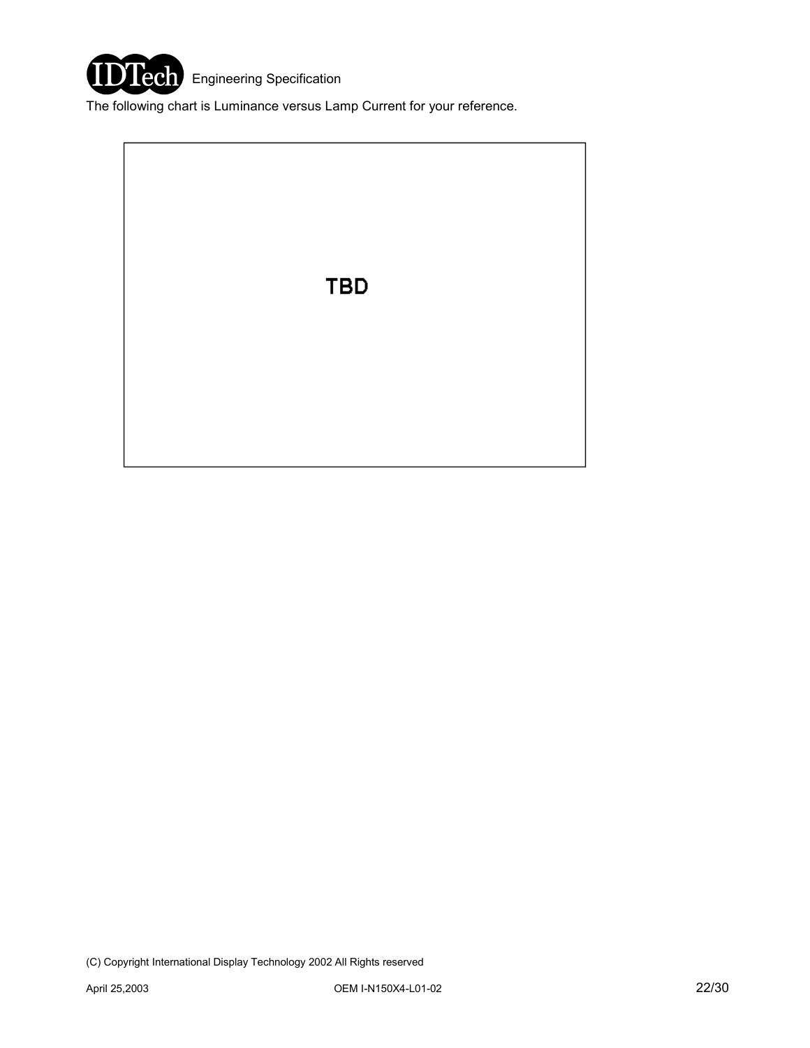The following chart is Luminance versus Lamp Current for your reference.

TBD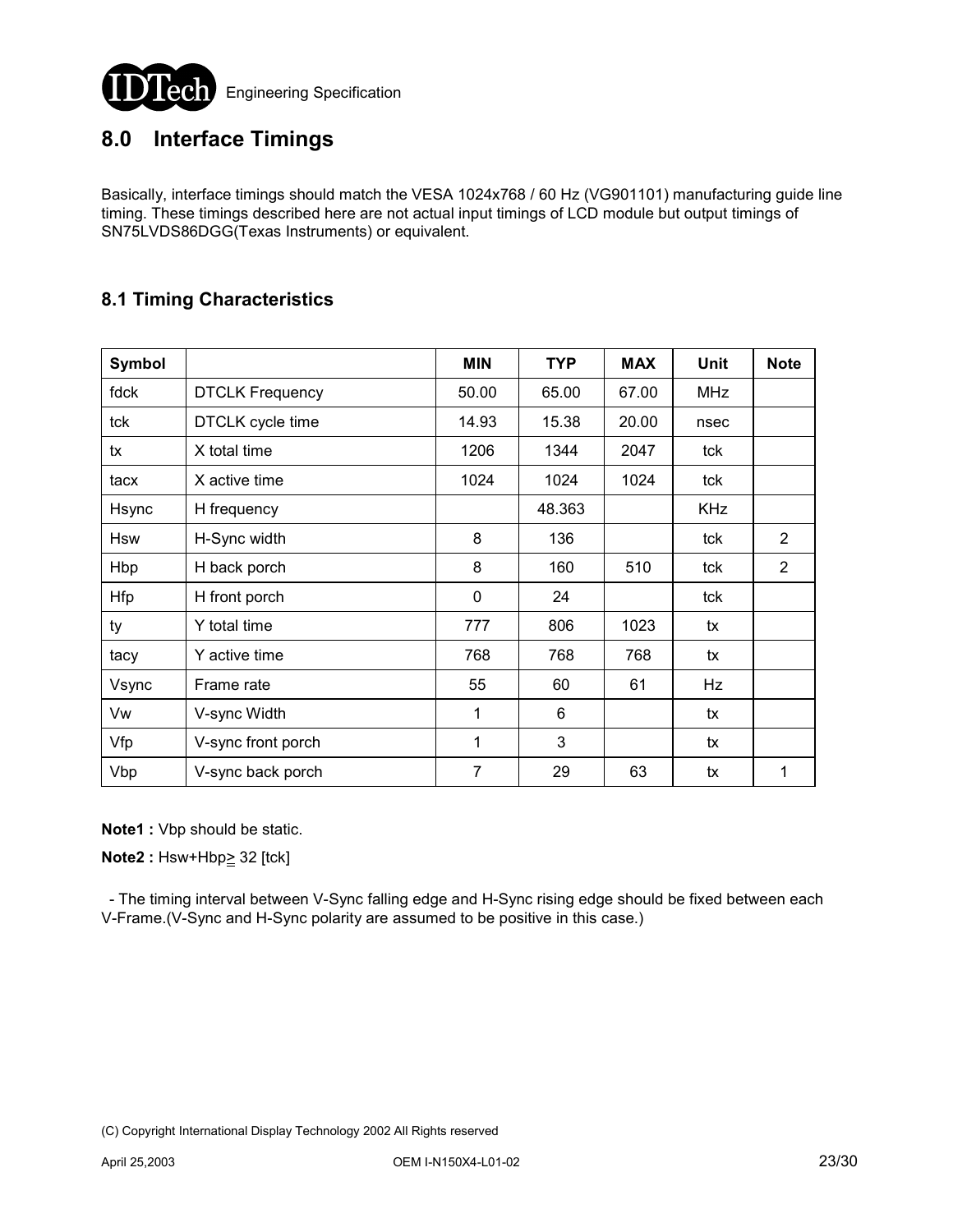## 8.0 Interface Timings

Basically, interface timings should match the VESA 1024x768 / 60 Hz (VG901101) manufacturing guide line timing. These timings described here are not actual input timings of LCD module but output timings of SN75LVDS86DGG(Texas Instruments) or equivalent.

### 8.1 Timing Characteristics

| Symbol | | MIN | TYP | MAX | Unit | Note |
|---|---|---|---|---|---|---|
| fdck | DTCLK Frequency | 50.00 | 65.00 | 67.00 | MHz | |
| tck | DTCLK cycle time | 14.93 | 15.38 | 20.00 | nsec | |
| tx | X total time | 1206 | 1344 | 2047 | tck | |
| tacx | X active time | 1024 | 1024 | 1024 | tck | |
| Hsync | H frequency | | 48.363 | | KHz | |
| Hsw | H-Sync width | 8 | 136 | | tck | 2 |
| Hbp | H back porch | 8 | 160 | 510 | tck | 2 |
| Hfp | H front porch | 0 | 24 | | tck | |
| ty | Y total time | 777 | 806 | 1023 | tx | |
| tacy | Y active time | 768 | 768 | 768 | tx | |
| Vsync | Frame rate | 55 | 60 | 61 | Hz | |
| Vw | V-sync Width | 1 | 6 | | tx | |
| Vfp | V-sync front porch | 1 | 3 | | tx | |
| Vbp | V-sync back porch | 7 | 29 | 63 | tx | 1 |

**Note1 :** Vbp should be static.

**Note2 :** Hsw+Hbp$\geq$ 32 [tck]

- The timing interval between V-Sync falling edge and H-Sync rising edge should be fixed between each V-Frame.(V-Sync and H-Sync polarity are assumed to be positive in this case.)

(C) Copyright International Display Technology 2002 All Rights reserved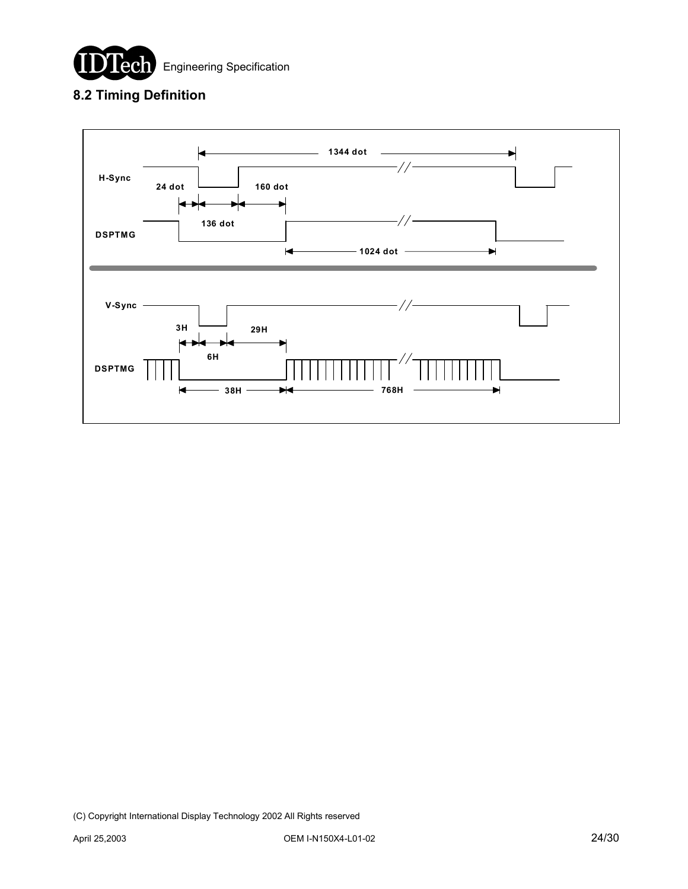## 8.2 Timing Definition

H-Sync

24 dot

1344 dot

160 dot

136 dot

DSPTMG

1024 dot

V-Sync

3H

29H

6H

DSPTMG

38H

768H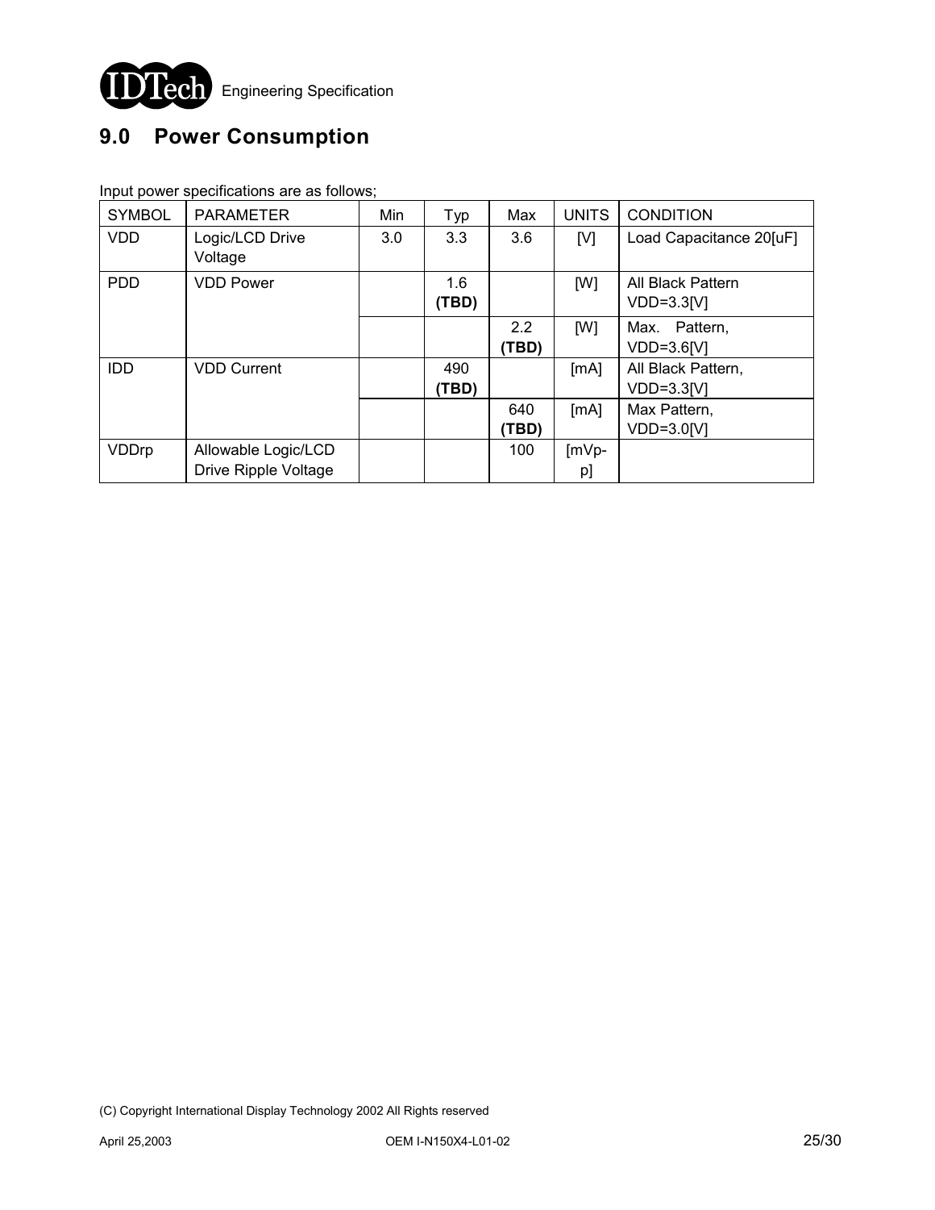## 9.0 Power Consumption

Input power specifications are as follows;

| SYMBOL | PARAMETER | Min | Typ | Max | UNITS | CONDITION |
|---|---|---|---|---|---|---|
| VDD | Logic/LCD Drive Voltage | 3.0 | 3.3 | 3.6 | [V] | Load Capacitance 20[uF] |
| PDD | VDD Power | | 1.6 **(TBD)** | | [W] | All Black Pattern VDD=3.3[V] |
| | | | | 2.2 **(TBD)** | [W] | Max. Pattern, VDD=3.6[V] |
| IDD | VDD Current | | 490 **(TBD)** | | [mA] | All Black Pattern, VDD=3.3[V] |
| | | | | 640 **(TBD)** | [mA] | Max Pattern, VDD=3.0[V] |
| VDDrp | Allowable Logic/LCD Drive Ripple Voltage | | | 100 | [mVp-p] | |

(C) Copyright International Display Technology 2002 All Rights reserved

April 25,2003 OEM I-N150X4-L01-02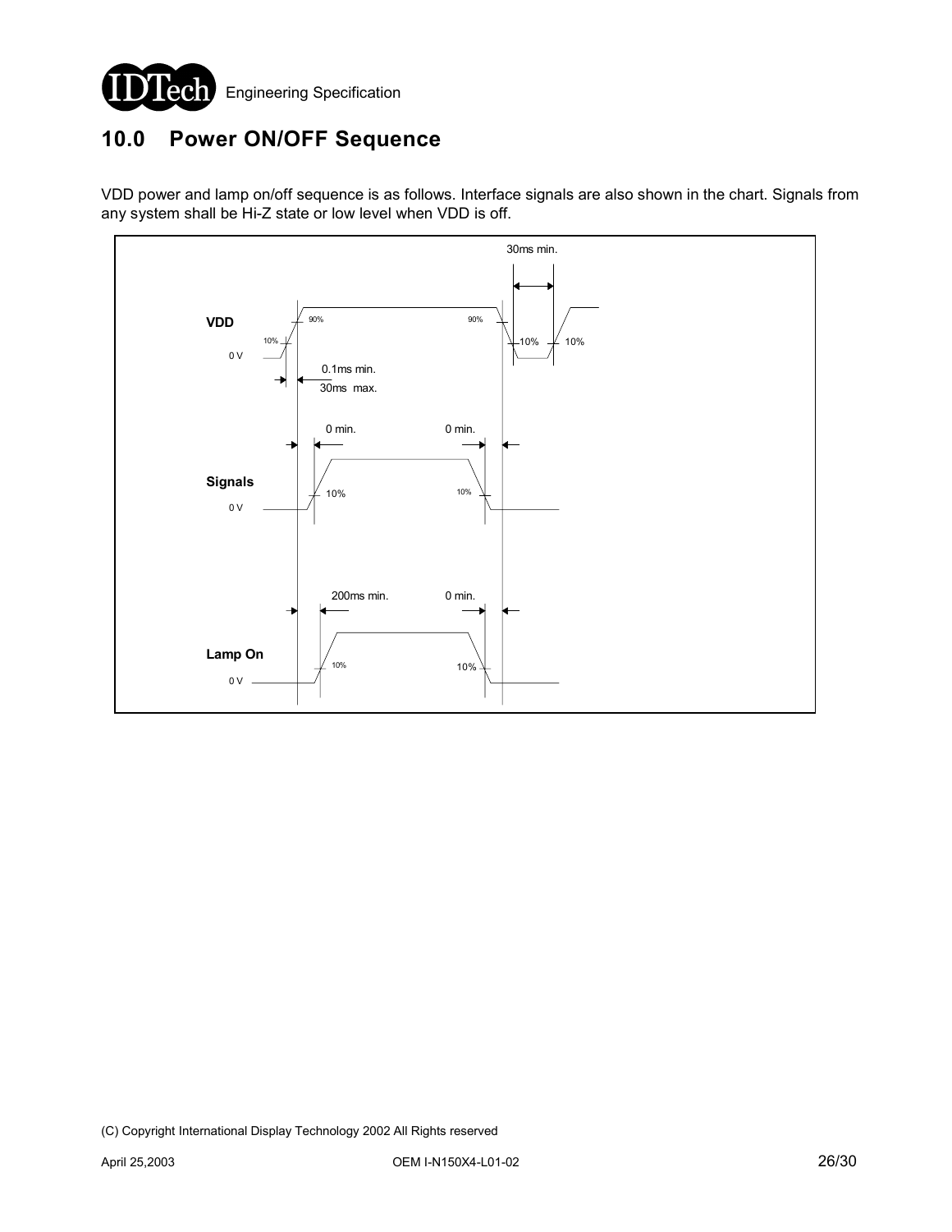# 10.0 Power ON/OFF Sequence

VDD power and lamp on/off sequence is as follows. Interface signals are also shown in the chart. Signals from any system shall be Hi-Z state or low level when VDD is off.

VDD: 0 V, 10%, 90%; 0.1ms min. / 30ms max. (rise 10% to 90%); 90%, 10% (fall); 30ms min. (off time between 10% falling and 10% rising)

Signals: 0 V, 10%; 0 min. (after VDD on); 0 min. (before VDD off)

Lamp On: 0 V, 10%; 200ms min. (after VDD on); 0 min. (before VDD off)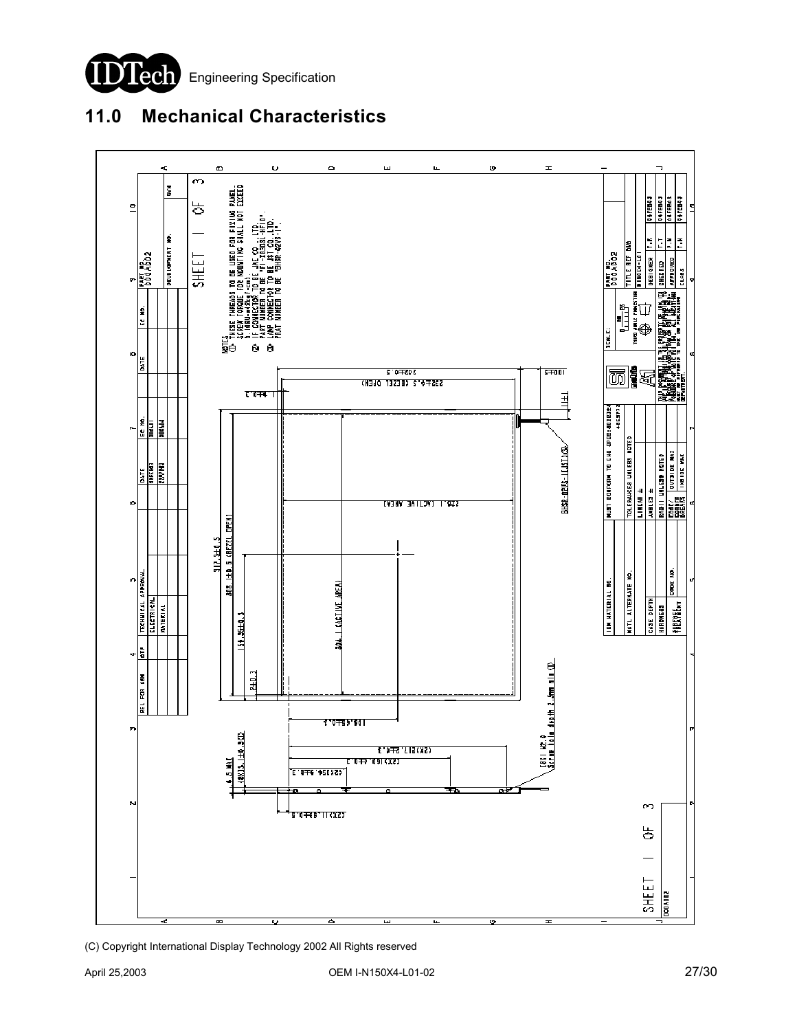## 11.0 Mechanical Characteristics

NOTES
① THESE THREADS TO BE USED FOR FIXING PANEL. SCREW TORQUE FOR MOUNTING SHALL NOT EXCEED 0.196N·m(2kgf·cm).
② IF CONNECTOR TO BE JAE CO.,LTD. PART NUMBER TO BE "FI-X30SL-HF10".
③ LAMP CONNECTOR TO BE JST CO.,LTD. PART NUMBER TO BE "BHSR-02VS-1".

SHEET 1 OF 3

PART NO. 00OA002

(C) Copyright International Display Technology 2002 All Rights reserved

April 25,2003

OEM I-N150X4-L01-02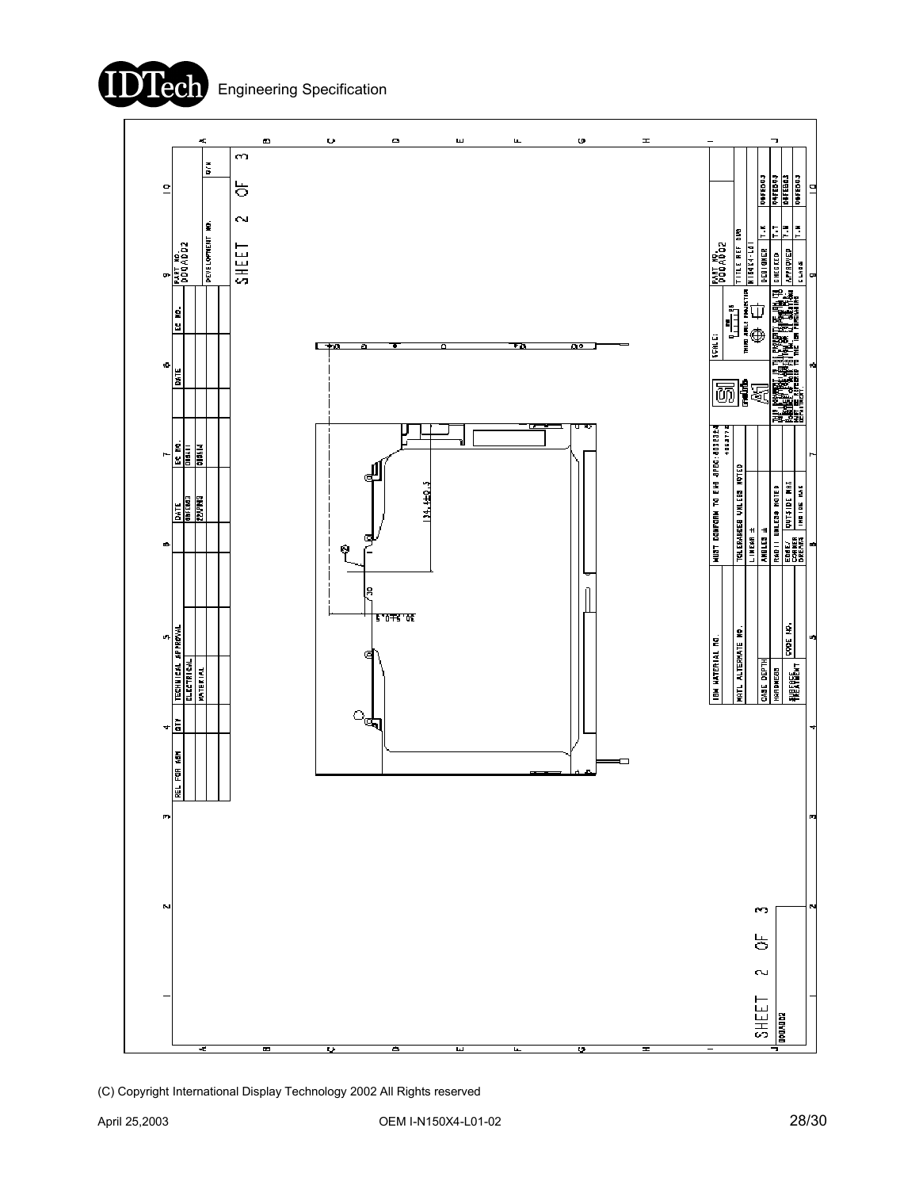SHEET 2 OF 3

PART NO. D00A0D2

TITLE REF DWG

N150X4-L01

134.4±0.5

30.8±0.5

MUST CONFORM TO EHS SPEC:

TOLERANCES UNLESS NOTED

| REL FOR ASM | QTY | TECHNICAL APPROVAL | DATE | EC NO. | DATE | EC NO. | PART NO. |
|---|---|---|---|---|---|---|---|
| | | ELECTRICAL | | | | | D00A0D2 |
| | | MATERIAL | | | | | DEVELOPMENT NO. |

| DESIGNER | T.K |
|---|---|
| CHECKED | T.T |
| APPROVED | T.N |

SHEET 2 OF 3

D00A0D2

(C) Copyright International Display Technology 2002 All Rights reserved

April 25,2003

OEM I-N150X4-L01-02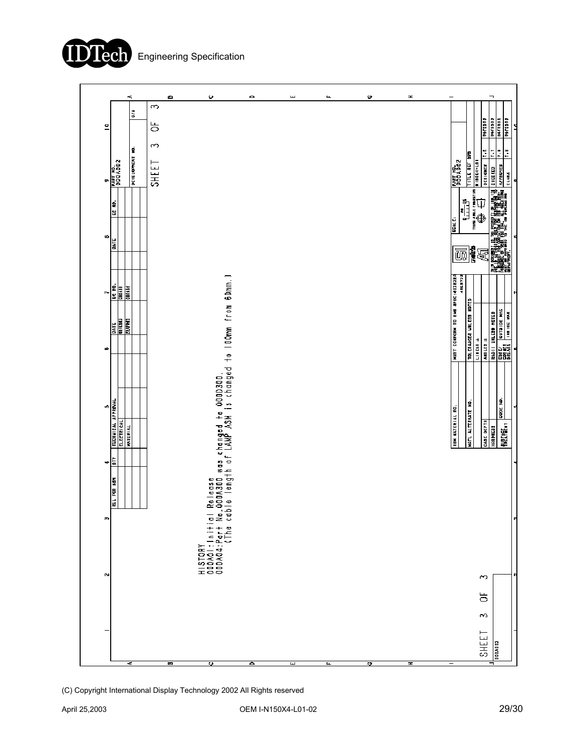HISTORY
000A01:Initial Release
000A04:Part No.000A300 was changed to 000D300.
(The cable length of LAMP ASM is changed to 100mm from 60mm.)

| REL FOR ASM | QTY | TECHNICAL APPROVAL | DATE | EC NO. | DATE | EC NO. |
|---|---|---|---|---|---|---|
| | | ELECTRICAL | 01FEB03 | 000A11 | | |
| | | MATERIAL | 22APR03 | 000A14 | | |

PART NO. 000A002

DEVELOPMENT NO.

SHEET 3 OF 3

| | |
|---|---|
| IBM MATERIAL NO. | MUST CONFORM TO EHS SPEC (QIEX20 4959772 |
| MAT'L ALTERNATE NO. | TOLERANCES UNLESS NOTED |
| | LINEAR ± |
| CASE DEPTH | ANGLES ± |
| HARDNESS | RADII UNLESS NOTED |
| SURFACE TREATMENT / CODE NO. | EDGE/CORNER BREAKS OUTSIDE MAX / INSIDE MAX |

SCALE:

THIRD ANGLE PROJECTION

| | | |
|---|---|---|
| PART NO. 000A002 | | |
| TITLE REF DWG | | |
| N150X4-L01 | | |
| DESIGNER | T.K | 06FEB03 |
| CHECKED | T.T | 06FEB03 |
| APPROVED | Y.N | 06FEB03 |
| CLASS | T.H | 06FEB03 |

SHEET 3 OF 3

000A002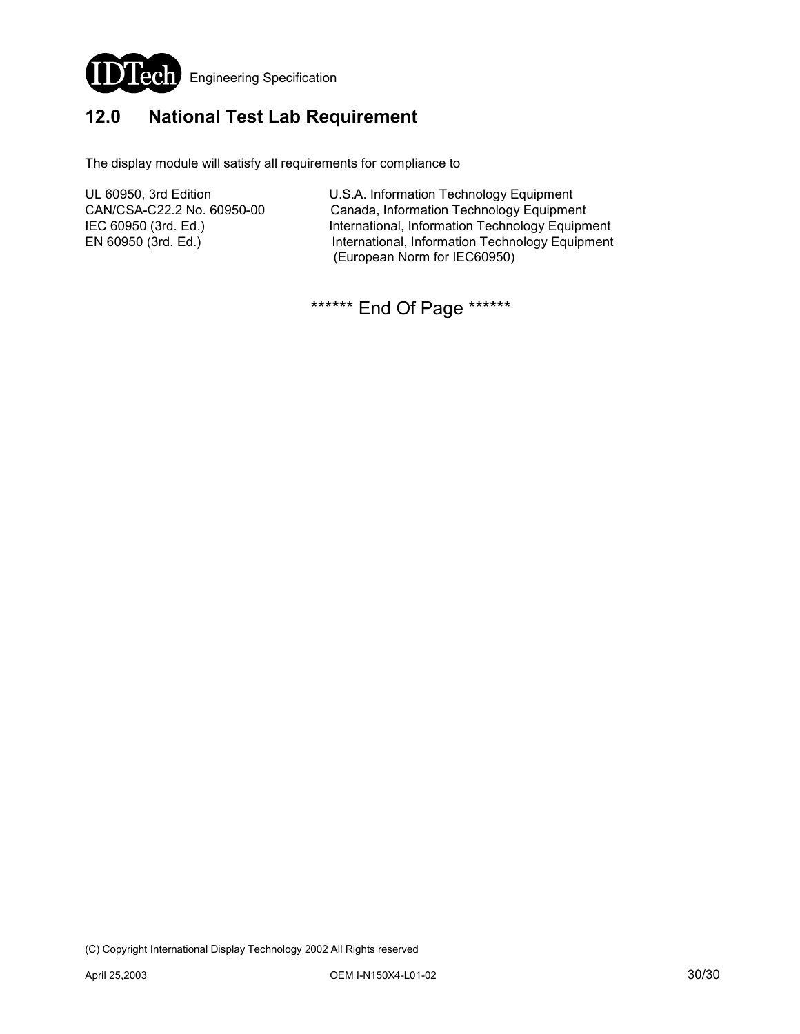## 12.0 National Test Lab Requirement

The display module will satisfy all requirements for compliance to

| | |
|---|---|
| UL 60950, 3rd Edition | U.S.A. Information Technology Equipment |
| CAN/CSA-C22.2 No. 60950-00 | Canada, Information Technology Equipment |
| IEC 60950 (3rd. Ed.) | International, Information Technology Equipment |
| EN 60950 (3rd. Ed.) | International, Information Technology Equipment (European Norm for IEC60950) |

****** End Of Page ******